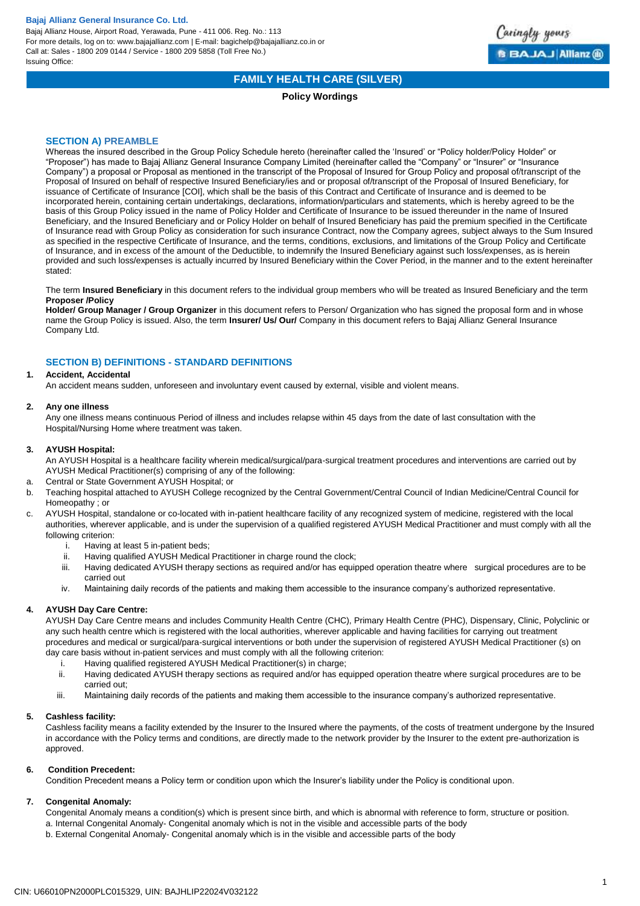**Bajaj Allianz General Insurance Co. Ltd.**
Bajaj Allianz House, Airport Road, Yerawada, Pune - 411 006. Reg. No.: 113
For more details, log on to: www.bajajallianz.com | E-mail: bagichelp@bajajallianz.co.in or
Call at: Sales - 1800 209 0144 / Service - 1800 209 5858 (Toll Free No.)
Issuing Office:

# FAMILY HEALTH CARE (SILVER)

**Policy Wordings**

## SECTION A) PREAMBLE

Whereas the insured described in the Group Policy Schedule hereto (hereinafter called the 'Insured' or "Policy holder/Policy Holder" or "Proposer") has made to Bajaj Allianz General Insurance Company Limited (hereinafter called the "Company" or "Insurer" or "Insurance Company") a proposal or Proposal as mentioned in the transcript of the Proposal of Insured for Group Policy and proposal of/transcript of the Proposal of Insured on behalf of respective Insured Beneficiary/ies and or proposal of/transcript of the Proposal of Insured Beneficiary, for issuance of Certificate of Insurance [COI], which shall be the basis of this Contract and Certificate of Insurance and is deemed to be incorporated herein, containing certain undertakings, declarations, information/particulars and statements, which is hereby agreed to be the basis of this Group Policy issued in the name of Policy Holder and Certificate of Insurance to be issued thereunder in the name of Insured Beneficiary, and the Insured Beneficiary and or Policy Holder on behalf of Insured Beneficiary has paid the premium specified in the Certificate of Insurance read with Group Policy as consideration for such insurance Contract, now the Company agrees, subject always to the Sum Insured as specified in the respective Certificate of Insurance, and the terms, conditions, exclusions, and limitations of the Group Policy and Certificate of Insurance, and in excess of the amount of the Deductible, to indemnify the Insured Beneficiary against such loss/expenses, as is herein provided and such loss/expenses is actually incurred by Insured Beneficiary within the Cover Period, in the manner and to the extent hereinafter stated:

The term **Insured Beneficiary** in this document refers to the individual group members who will be treated as Insured Beneficiary and the term **Proposer /Policy Holder/ Group Manager / Group Organizer** in this document refers to Person/ Organization who has signed the proposal form and in whose name the Group Policy is issued. Also, the term **Insurer/ Us/ Our/** Company in this document refers to Bajaj Allianz General Insurance Company Ltd.

## SECTION B) DEFINITIONS - STANDARD DEFINITIONS

**1. Accident, Accidental**

An accident means sudden, unforeseen and involuntary event caused by external, visible and violent means.

**2. Any one illness**

Any one illness means continuous Period of illness and includes relapse within 45 days from the date of last consultation with the Hospital/Nursing Home where treatment was taken.

**3. AYUSH Hospital:**

An AYUSH Hospital is a healthcare facility wherein medical/surgical/para-surgical treatment procedures and interventions are carried out by AYUSH Medical Practitioner(s) comprising of any of the following:

a. Central or State Government AYUSH Hospital; or
b. Teaching hospital attached to AYUSH College recognized by the Central Government/Central Council of Indian Medicine/Central Council for Homeopathy ; or
c. AYUSH Hospital, standalone or co-located with in-patient healthcare facility of any recognized system of medicine, registered with the local authorities, wherever applicable, and is under the supervision of a qualified registered AYUSH Medical Practitioner and must comply with all the following criterion:
   i. Having at least 5 in-patient beds;
   ii. Having qualified AYUSH Medical Practitioner in charge round the clock;
   iii. Having dedicated AYUSH therapy sections as required and/or has equipped operation theatre where surgical procedures are to be carried out
   iv. Maintaining daily records of the patients and making them accessible to the insurance company's authorized representative.

**4. AYUSH Day Care Centre:**

AYUSH Day Care Centre means and includes Community Health Centre (CHC), Primary Health Centre (PHC), Dispensary, Clinic, Polyclinic or any such health centre which is registered with the local authorities, wherever applicable and having facilities for carrying out treatment procedures and medical or surgical/para-surgical interventions or both under the supervision of registered AYUSH Medical Practitioner (s) on day care basis without in-patient services and must comply with all the following criterion:

   i. Having qualified registered AYUSH Medical Practitioner(s) in charge;
   ii. Having dedicated AYUSH therapy sections as required and/or has equipped operation theatre where surgical procedures are to be carried out;
   iii. Maintaining daily records of the patients and making them accessible to the insurance company's authorized representative.

**5. Cashless facility:**

Cashless facility means a facility extended by the Insurer to the Insured where the payments, of the costs of treatment undergone by the Insured in accordance with the Policy terms and conditions, are directly made to the network provider by the Insurer to the extent pre-authorization is approved.

**6. Condition Precedent:**

Condition Precedent means a Policy term or condition upon which the Insurer's liability under the Policy is conditional upon.

**7. Congenital Anomaly:**

Congenital Anomaly means a condition(s) which is present since birth, and which is abnormal with reference to form, structure or position.
a. Internal Congenital Anomaly- Congenital anomaly which is not in the visible and accessible parts of the body
b. External Congenital Anomaly- Congenital anomaly which is in the visible and accessible parts of the body

CIN: U66010PN2000PLC015329, UIN: BAJHLIP22024V032122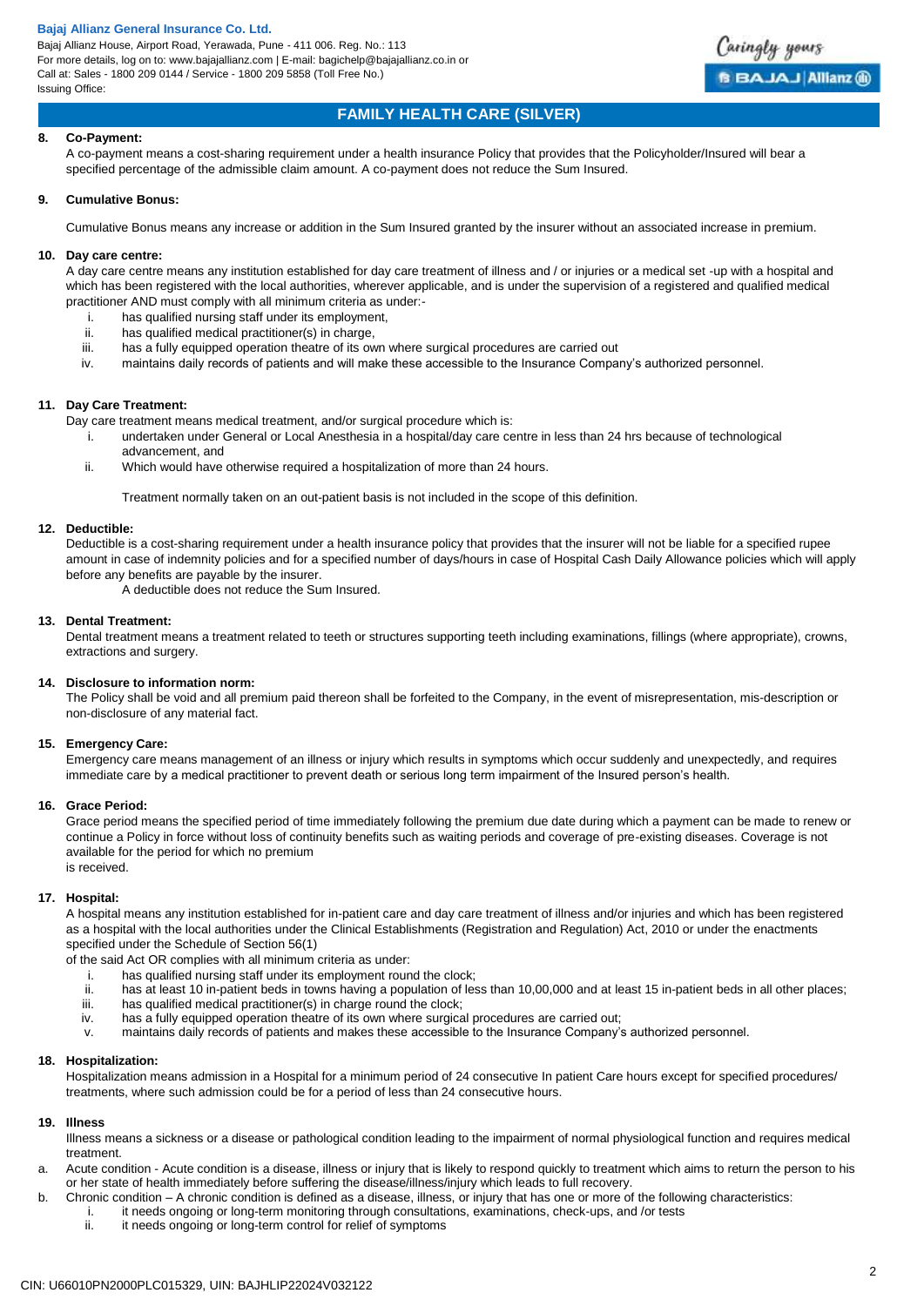# FAMILY HEALTH CARE (SILVER)

**8. Co-Payment:**

A co-payment means a cost-sharing requirement under a health insurance Policy that provides that the Policyholder/Insured will bear a specified percentage of the admissible claim amount. A co-payment does not reduce the Sum Insured.

**9. Cumulative Bonus:**

Cumulative Bonus means any increase or addition in the Sum Insured granted by the insurer without an associated increase in premium.

**10. Day care centre:**

A day care centre means any institution established for day care treatment of illness and / or injuries or a medical set -up with a hospital and which has been registered with the local authorities, wherever applicable, and is under the supervision of a registered and qualified medical practitioner AND must comply with all minimum criteria as under:-

i. has qualified nursing staff under its employment,
ii. has qualified medical practitioner(s) in charge,
iii. has a fully equipped operation theatre of its own where surgical procedures are carried out
iv. maintains daily records of patients and will make these accessible to the Insurance Company's authorized personnel.

**11. Day Care Treatment:**

Day care treatment means medical treatment, and/or surgical procedure which is:

i. undertaken under General or Local Anesthesia in a hospital/day care centre in less than 24 hrs because of technological advancement, and
ii. Which would have otherwise required a hospitalization of more than 24 hours.

Treatment normally taken on an out-patient basis is not included in the scope of this definition.

**12. Deductible:**

Deductible is a cost-sharing requirement under a health insurance policy that provides that the insurer will not be liable for a specified rupee amount in case of indemnity policies and for a specified number of days/hours in case of Hospital Cash Daily Allowance policies which will apply before any benefits are payable by the insurer.

A deductible does not reduce the Sum Insured.

**13. Dental Treatment:**

Dental treatment means a treatment related to teeth or structures supporting teeth including examinations, fillings (where appropriate), crowns, extractions and surgery.

**14. Disclosure to information norm:**

The Policy shall be void and all premium paid thereon shall be forfeited to the Company, in the event of misrepresentation, mis-description or non-disclosure of any material fact.

**15. Emergency Care:**

Emergency care means management of an illness or injury which results in symptoms which occur suddenly and unexpectedly, and requires immediate care by a medical practitioner to prevent death or serious long term impairment of the Insured person's health.

**16. Grace Period:**

Grace period means the specified period of time immediately following the premium due date during which a payment can be made to renew or continue a Policy in force without loss of continuity benefits such as waiting periods and coverage of pre-existing diseases. Coverage is not available for the period for which no premium is received.

**17. Hospital:**

A hospital means any institution established for in-patient care and day care treatment of illness and/or injuries and which has been registered as a hospital with the local authorities under the Clinical Establishments (Registration and Regulation) Act, 2010 or under the enactments specified under the Schedule of Section 56(1) of the said Act OR complies with all minimum criteria as under:

i. has qualified nursing staff under its employment round the clock;
ii. has at least 10 in-patient beds in towns having a population of less than 10,00,000 and at least 15 in-patient beds in all other places;
iii. has qualified medical practitioner(s) in charge round the clock;
iv. has a fully equipped operation theatre of its own where surgical procedures are carried out;
v. maintains daily records of patients and makes these accessible to the Insurance Company's authorized personnel.

**18. Hospitalization:**

Hospitalization means admission in a Hospital for a minimum period of 24 consecutive In patient Care hours except for specified procedures/ treatments, where such admission could be for a period of less than 24 consecutive hours.

**19. Illness**

Illness means a sickness or a disease or pathological condition leading to the impairment of normal physiological function and requires medical treatment.

a. Acute condition - Acute condition is a disease, illness or injury that is likely to respond quickly to treatment which aims to return the person to his or her state of health immediately before suffering the disease/illness/injury which leads to full recovery.
b. Chronic condition – A chronic condition is defined as a disease, illness, or injury that has one or more of the following characteristics:
   i. it needs ongoing or long-term monitoring through consultations, examinations, check-ups, and /or tests
   ii. it needs ongoing or long-term control for relief of symptoms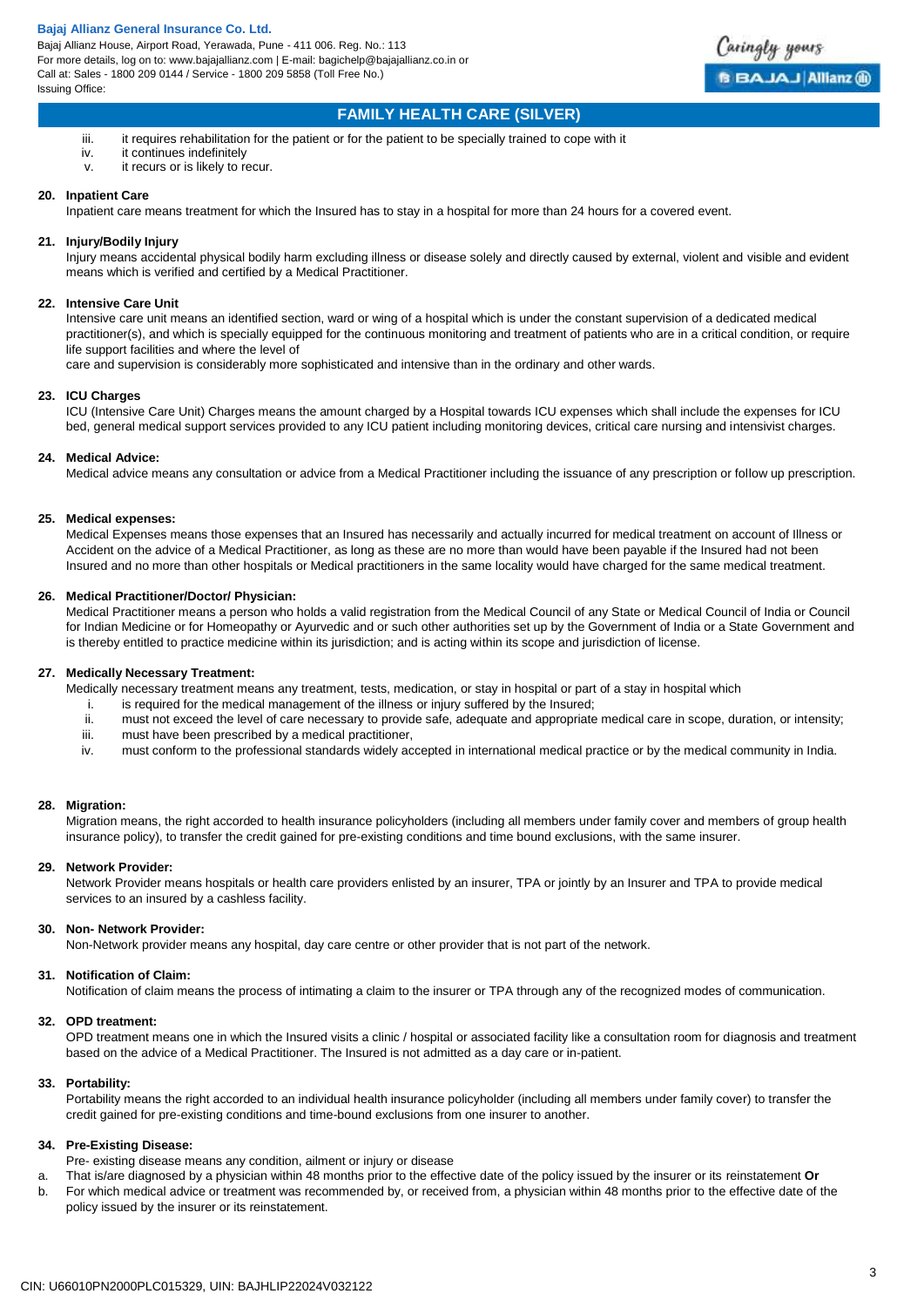iii. it requires rehabilitation for the patient or for the patient to be specially trained to cope with it
iv. it continues indefinitely
v. it recurs or is likely to recur.

**20. Inpatient Care**

Inpatient care means treatment for which the Insured has to stay in a hospital for more than 24 hours for a covered event.

**21. Injury/Bodily Injury**

Injury means accidental physical bodily harm excluding illness or disease solely and directly caused by external, violent and visible and evident means which is verified and certified by a Medical Practitioner.

**22. Intensive Care Unit**

Intensive care unit means an identified section, ward or wing of a hospital which is under the constant supervision of a dedicated medical practitioner(s), and which is specially equipped for the continuous monitoring and treatment of patients who are in a critical condition, or require life support facilities and where the level of care and supervision is considerably more sophisticated and intensive than in the ordinary and other wards.

**23. ICU Charges**

ICU (Intensive Care Unit) Charges means the amount charged by a Hospital towards ICU expenses which shall include the expenses for ICU bed, general medical support services provided to any ICU patient including monitoring devices, critical care nursing and intensivist charges.

**24. Medical Advice:**

Medical advice means any consultation or advice from a Medical Practitioner including the issuance of any prescription or follow up prescription.

**25. Medical expenses:**

Medical Expenses means those expenses that an Insured has necessarily and actually incurred for medical treatment on account of Illness or Accident on the advice of a Medical Practitioner, as long as these are no more than would have been payable if the Insured had not been Insured and no more than other hospitals or Medical practitioners in the same locality would have charged for the same medical treatment.

**26. Medical Practitioner/Doctor/ Physician:**

Medical Practitioner means a person who holds a valid registration from the Medical Council of any State or Medical Council of India or Council for Indian Medicine or for Homeopathy or Ayurvedic and or such other authorities set up by the Government of India or a State Government and is thereby entitled to practice medicine within its jurisdiction; and is acting within its scope and jurisdiction of license.

**27. Medically Necessary Treatment:**

Medically necessary treatment means any treatment, tests, medication, or stay in hospital or part of a stay in hospital which

i. is required for the medical management of the illness or injury suffered by the Insured;
ii. must not exceed the level of care necessary to provide safe, adequate and appropriate medical care in scope, duration, or intensity;
iii. must have been prescribed by a medical practitioner,
iv. must conform to the professional standards widely accepted in international medical practice or by the medical community in India.

**28. Migration:**

Migration means, the right accorded to health insurance policyholders (including all members under family cover and members of group health insurance policy), to transfer the credit gained for pre-existing conditions and time bound exclusions, with the same insurer.

**29. Network Provider:**

Network Provider means hospitals or health care providers enlisted by an insurer, TPA or jointly by an Insurer and TPA to provide medical services to an insured by a cashless facility.

**30. Non- Network Provider:**

Non-Network provider means any hospital, day care centre or other provider that is not part of the network.

**31. Notification of Claim:**

Notification of claim means the process of intimating a claim to the insurer or TPA through any of the recognized modes of communication.

**32. OPD treatment:**

OPD treatment means one in which the Insured visits a clinic / hospital or associated facility like a consultation room for diagnosis and treatment based on the advice of a Medical Practitioner. The Insured is not admitted as a day care or in-patient.

**33. Portability:**

Portability means the right accorded to an individual health insurance policyholder (including all members under family cover) to transfer the credit gained for pre-existing conditions and time-bound exclusions from one insurer to another.

**34. Pre-Existing Disease:**

Pre- existing disease means any condition, ailment or injury or disease

a. That is/are diagnosed by a physician within 48 months prior to the effective date of the policy issued by the insurer or its reinstatement **Or**
b. For which medical advice or treatment was recommended by, or received from, a physician within 48 months prior to the effective date of the policy issued by the insurer or its reinstatement.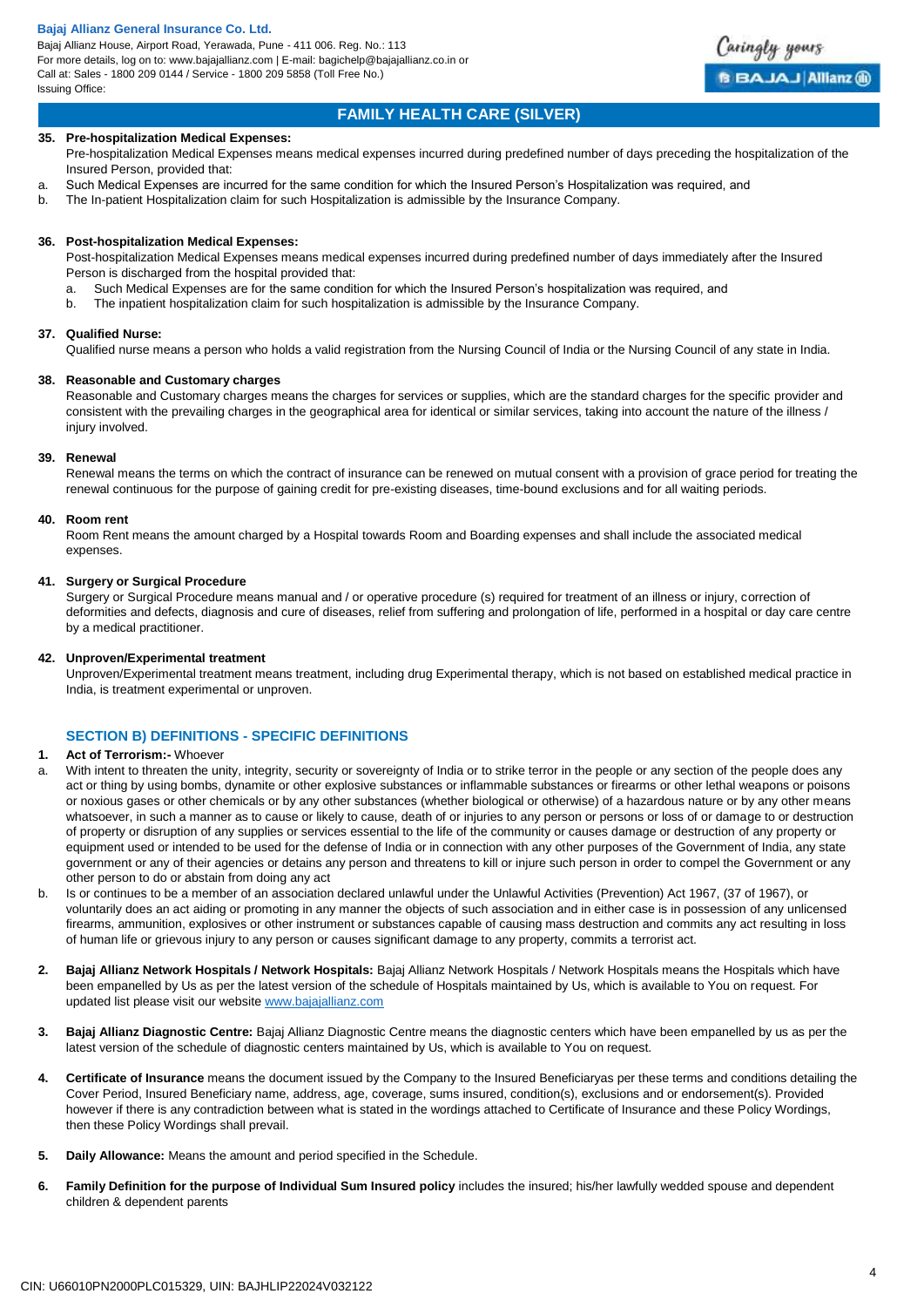## FAMILY HEALTH CARE (SILVER)

**35. Pre-hospitalization Medical Expenses:**

Pre-hospitalization Medical Expenses means medical expenses incurred during predefined number of days preceding the hospitalization of the Insured Person, provided that:

a. Such Medical Expenses are incurred for the same condition for which the Insured Person's Hospitalization was required, and
b. The In-patient Hospitalization claim for such Hospitalization is admissible by the Insurance Company.

**36. Post-hospitalization Medical Expenses:**

Post-hospitalization Medical Expenses means medical expenses incurred during predefined number of days immediately after the Insured Person is discharged from the hospital provided that:

a. Such Medical Expenses are for the same condition for which the Insured Person's hospitalization was required, and
b. The inpatient hospitalization claim for such hospitalization is admissible by the Insurance Company.

**37. Qualified Nurse:**

Qualified nurse means a person who holds a valid registration from the Nursing Council of India or the Nursing Council of any state in India.

**38. Reasonable and Customary charges**

Reasonable and Customary charges means the charges for services or supplies, which are the standard charges for the specific provider and consistent with the prevailing charges in the geographical area for identical or similar services, taking into account the nature of the illness / injury involved.

**39. Renewal**

Renewal means the terms on which the contract of insurance can be renewed on mutual consent with a provision of grace period for treating the renewal continuous for the purpose of gaining credit for pre-existing diseases, time-bound exclusions and for all waiting periods.

**40. Room rent**

Room Rent means the amount charged by a Hospital towards Room and Boarding expenses and shall include the associated medical expenses.

**41. Surgery or Surgical Procedure**

Surgery or Surgical Procedure means manual and / or operative procedure (s) required for treatment of an illness or injury, correction of deformities and defects, diagnosis and cure of diseases, relief from suffering and prolongation of life, performed in a hospital or day care centre by a medical practitioner.

**42. Unproven/Experimental treatment**

Unproven/Experimental treatment means treatment, including drug Experimental therapy, which is not based on established medical practice in India, is treatment experimental or unproven.

### SECTION B) DEFINITIONS - SPECIFIC DEFINITIONS

**1. Act of Terrorism:-** Whoever

a. With intent to threaten the unity, integrity, security or sovereignty of India or to strike terror in the people or any section of the people does any act or thing by using bombs, dynamite or other explosive substances or inflammable substances or firearms or other lethal weapons or poisons or noxious gases or other chemicals or by any other substances (whether biological or otherwise) of a hazardous nature or by any other means whatsoever, in such a manner as to cause or likely to cause, death of or injuries to any person or persons or loss of or damage to or destruction of property or disruption of any supplies or services essential to the life of the community or causes damage or destruction of any property or equipment used or intended to be used for the defense of India or in connection with any other purposes of the Government of India, any state government or any of their agencies or detains any person and threatens to kill or injure such person in order to compel the Government or any other person to do or abstain from doing any act
b. Is or continues to be a member of an association declared unlawful under the Unlawful Activities (Prevention) Act 1967, (37 of 1967), or voluntarily does an act aiding or promoting in any manner the objects of such association and in either case is in possession of any unlicensed firearms, ammunition, explosives or other instrument or substances capable of causing mass destruction and commits any act resulting in loss of human life or grievous injury to any person or causes significant damage to any property, commits a terrorist act.

**2. Bajaj Allianz Network Hospitals / Network Hospitals:** Bajaj Allianz Network Hospitals / Network Hospitals means the Hospitals which have been empanelled by Us as per the latest version of the schedule of Hospitals maintained by Us, which is available to You on request. For updated list please visit our website www.bajajallianz.com

**3. Bajaj Allianz Diagnostic Centre:** Bajaj Allianz Diagnostic Centre means the diagnostic centers which have been empanelled by us as per the latest version of the schedule of diagnostic centers maintained by Us, which is available to You on request.

**4. Certificate of Insurance** means the document issued by the Company to the Insured Beneficiaryas per these terms and conditions detailing the Cover Period, Insured Beneficiary name, address, age, coverage, sums insured, condition(s), exclusions and or endorsement(s). Provided however if there is any contradiction between what is stated in the wordings attached to Certificate of Insurance and these Policy Wordings, then these Policy Wordings shall prevail.

**5. Daily Allowance:** Means the amount and period specified in the Schedule.

**6. Family Definition for the purpose of Individual Sum Insured policy** includes the insured; his/her lawfully wedded spouse and dependent children & dependent parents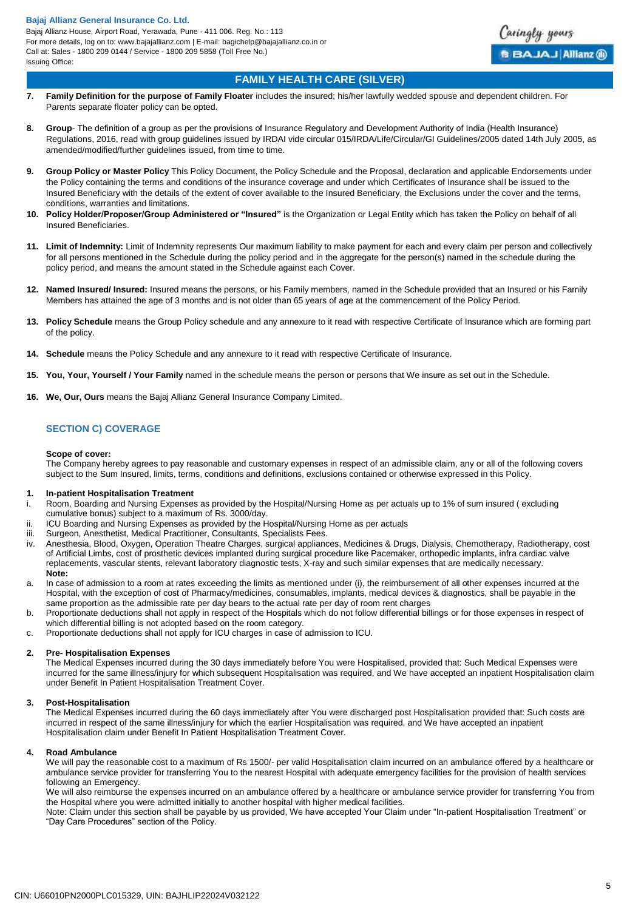7. **Family Definition for the purpose of Family Floater** includes the insured; his/her lawfully wedded spouse and dependent children. For Parents separate floater policy can be opted.

8. **Group**- The definition of a group as per the provisions of Insurance Regulatory and Development Authority of India (Health Insurance) Regulations, 2016, read with group guidelines issued by IRDAI vide circular 015/IRDA/Life/Circular/GI Guidelines/2005 dated 14th July 2005, as amended/modified/further guidelines issued, from time to time.

9. **Group Policy or Master Policy** This Policy Document, the Policy Schedule and the Proposal, declaration and applicable Endorsements under the Policy containing the terms and conditions of the insurance coverage and under which Certificates of Insurance shall be issued to the Insured Beneficiary with the details of the extent of cover available to the Insured Beneficiary, the Exclusions under the cover and the terms, conditions, warranties and limitations.

10. **Policy Holder/Proposer/Group Administered or "Insured"** is the Organization or Legal Entity which has taken the Policy on behalf of all Insured Beneficiaries.

11. **Limit of Indemnity:** Limit of Indemnity represents Our maximum liability to make payment for each and every claim per person and collectively for all persons mentioned in the Schedule during the policy period and in the aggregate for the person(s) named in the schedule during the policy period, and means the amount stated in the Schedule against each Cover.

12. **Named Insured/ Insured:** Insured means the persons, or his Family members, named in the Schedule provided that an Insured or his Family Members has attained the age of 3 months and is not older than 65 years of age at the commencement of the Policy Period.

13. **Policy Schedule** means the Group Policy schedule and any annexure to it read with respective Certificate of Insurance which are forming part of the policy.

14. **Schedule** means the Policy Schedule and any annexure to it read with respective Certificate of Insurance.

15. **You, Your, Yourself / Your Family** named in the schedule means the person or persons that We insure as set out in the Schedule.

16. **We, Our, Ours** means the Bajaj Allianz General Insurance Company Limited.

## SECTION C) COVERAGE

**Scope of cover:**

The Company hereby agrees to pay reasonable and customary expenses in respect of an admissible claim, any or all of the following covers subject to the Sum Insured, limits, terms, conditions and definitions, exclusions contained or otherwise expressed in this Policy.

### 1. In-patient Hospitalisation Treatment

i. Room, Boarding and Nursing Expenses as provided by the Hospital/Nursing Home as per actuals up to 1% of sum insured ( excluding cumulative bonus) subject to a maximum of Rs. 3000/day.

ii. ICU Boarding and Nursing Expenses as provided by the Hospital/Nursing Home as per actuals

iii. Surgeon, Anesthetist, Medical Practitioner, Consultants, Specialists Fees.

iv. Anesthesia, Blood, Oxygen, Operation Theatre Charges, surgical appliances, Medicines & Drugs, Dialysis, Chemotherapy, Radiotherapy, cost of Artificial Limbs, cost of prosthetic devices implanted during surgical procedure like Pacemaker, orthopedic implants, infra cardiac valve replacements, vascular stents, relevant laboratory diagnostic tests, X-ray and such similar expenses that are medically necessary.

**Note:**

a. In case of admission to a room at rates exceeding the limits as mentioned under (i), the reimbursement of all other expenses incurred at the Hospital, with the exception of cost of Pharmacy/medicines, consumables, implants, medical devices & diagnostics, shall be payable in the same proportion as the admissible rate per day bears to the actual rate per day of room rent charges

b. Proportionate deductions shall not apply in respect of the Hospitals which do not follow differential billings or for those expenses in respect of which differential billing is not adopted based on the room category.

c. Proportionate deductions shall not apply for ICU charges in case of admission to ICU.

### 2. Pre- Hospitalisation Expenses

The Medical Expenses incurred during the 30 days immediately before You were Hospitalised, provided that: Such Medical Expenses were incurred for the same illness/injury for which subsequent Hospitalisation was required, and We have accepted an inpatient Hospitalisation claim under Benefit In Patient Hospitalisation Treatment Cover.

### 3. Post-Hospitalisation

The Medical Expenses incurred during the 60 days immediately after You were discharged post Hospitalisation provided that: Such costs are incurred in respect of the same illness/injury for which the earlier Hospitalisation was required, and We have accepted an inpatient Hospitalisation claim under Benefit In Patient Hospitalisation Treatment Cover.

### 4. Road Ambulance

We will pay the reasonable cost to a maximum of Rs 1500/- per valid Hospitalisation claim incurred on an ambulance offered by a healthcare or ambulance service provider for transferring You to the nearest Hospital with adequate emergency facilities for the provision of health services following an Emergency.

We will also reimburse the expenses incurred on an ambulance offered by a healthcare or ambulance service provider for transferring You from the Hospital where you were admitted initially to another hospital with higher medical facilities.

Note: Claim under this section shall be payable by us provided, We have accepted Your Claim under "In-patient Hospitalisation Treatment" or "Day Care Procedures" section of the Policy.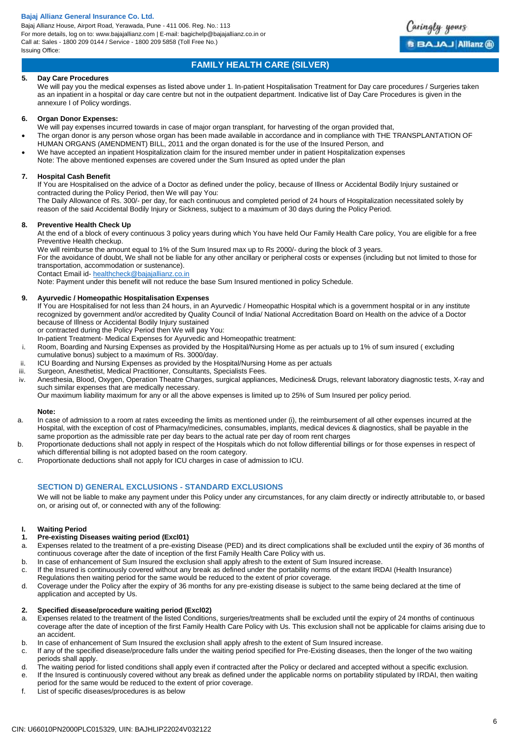## FAMILY HEALTH CARE (SILVER)

**5. Day Care Procedures**

We will pay you the medical expenses as listed above under 1. In-patient Hospitalisation Treatment for Day care procedures / Surgeries taken as an inpatient in a hospital or day care centre but not in the outpatient department. Indicative list of Day Care Procedures is given in the annexure I of Policy wordings.

**6. Organ Donor Expenses:**

We will pay expenses incurred towards in case of major organ transplant, for harvesting of the organ provided that,

- The organ donor is any person whose organ has been made available in accordance and in compliance with THE TRANSPLANTATION OF HUMAN ORGANS (AMENDMENT) BILL, 2011 and the organ donated is for the use of the Insured Person, and
- We have accepted an inpatient Hospitalization claim for the insured member under in patient Hospitalization expenses

Note: The above mentioned expenses are covered under the Sum Insured as opted under the plan

**7. Hospital Cash Benefit**

If You are Hospitalised on the advice of a Doctor as defined under the policy, because of Illness or Accidental Bodily Injury sustained or contracted during the Policy Period, then We will pay You:

The Daily Allowance of Rs. 300/- per day, for each continuous and completed period of 24 hours of Hospitalization necessitated solely by reason of the said Accidental Bodily Injury or Sickness, subject to a maximum of 30 days during the Policy Period.

**8. Preventive Health Check Up**

At the end of a block of every continuous 3 policy years during which You have held Our Family Health Care policy, You are eligible for a free Preventive Health checkup.

We will reimburse the amount equal to 1% of the Sum Insured max up to Rs 2000/- during the block of 3 years.

For the avoidance of doubt, We shall not be liable for any other ancillary or peripheral costs or expenses (including but not limited to those for transportation, accommodation or sustenance).

Contact Email id- healthcheck@bajajallianz.co.in

Note: Payment under this benefit will not reduce the base Sum Insured mentioned in policy Schedule.

**9. Ayurvedic / Homeopathic Hospitalisation Expenses**

If You are Hospitalised for not less than 24 hours, in an Ayurvedic / Homeopathic Hospital which is a government hospital or in any institute recognized by government and/or accredited by Quality Council of India/ National Accreditation Board on Health on the advice of a Doctor because of Illness or Accidental Bodily Injury sustained

or contracted during the Policy Period then We will pay You:

In-patient Treatment- Medical Expenses for Ayurvedic and Homeopathic treatment:

i. Room, Boarding and Nursing Expenses as provided by the Hospital/Nursing Home as per actuals up to 1% of sum insured ( excluding cumulative bonus) subject to a maximum of Rs. 3000/day.
ii. ICU Boarding and Nursing Expenses as provided by the Hospital/Nursing Home as per actuals
iii. Surgeon, Anesthetist, Medical Practitioner, Consultants, Specialists Fees.
iv. Anesthesia, Blood, Oxygen, Operation Theatre Charges, surgical appliances, Medicines& Drugs, relevant laboratory diagnostic tests, X-ray and such similar expenses that are medically necessary.

Our maximum liability maximum for any or all the above expenses is limited up to 25% of Sum Insured per policy period.

**Note:**

a. In case of admission to a room at rates exceeding the limits as mentioned under (i), the reimbursement of all other expenses incurred at the Hospital, with the exception of cost of Pharmacy/medicines, consumables, implants, medical devices & diagnostics, shall be payable in the same proportion as the admissible rate per day bears to the actual rate per day of room rent charges
b. Proportionate deductions shall not apply in respect of the Hospitals which do not follow differential billings or for those expenses in respect of which differential billing is not adopted based on the room category.
c. Proportionate deductions shall not apply for ICU charges in case of admission to ICU.

## SECTION D) GENERAL EXCLUSIONS - STANDARD EXCLUSIONS

We will not be liable to make any payment under this Policy under any circumstances, for any claim directly or indirectly attributable to, or based on, or arising out of, or connected with any of the following:

**I. Waiting Period**

**1. Pre-existing Diseases waiting period (Excl01)**

a. Expenses related to the treatment of a pre-existing Disease (PED) and its direct complications shall be excluded until the expiry of 36 months of continuous coverage after the date of inception of the first Family Health Care Policy with us.
b. In case of enhancement of Sum Insured the exclusion shall apply afresh to the extent of Sum Insured increase.
c. If the Insured is continuously covered without any break as defined under the portability norms of the extant IRDAI (Health Insurance) Regulations then waiting period for the same would be reduced to the extent of prior coverage.
d. Coverage under the Policy after the expiry of 36 months for any pre-existing disease is subject to the same being declared at the time of application and accepted by Us.

**2. Specified disease/procedure waiting period (Excl02)**

a. Expenses related to the treatment of the listed Conditions, surgeries/treatments shall be excluded until the expiry of 24 months of continuous coverage after the date of inception of the first Family Health Care Policy with Us. This exclusion shall not be applicable for claims arising due to an accident.
b. In case of enhancement of Sum Insured the exclusion shall apply afresh to the extent of Sum Insured increase.
c. If any of the specified disease/procedure falls under the waiting period specified for Pre-Existing diseases, then the longer of the two waiting periods shall apply.
d. The waiting period for listed conditions shall apply even if contracted after the Policy or declared and accepted without a specific exclusion.
e. If the Insured is continuously covered without any break as defined under the applicable norms on portability stipulated by IRDAI, then waiting period for the same would be reduced to the extent of prior coverage.
f. List of specific diseases/procedures is as below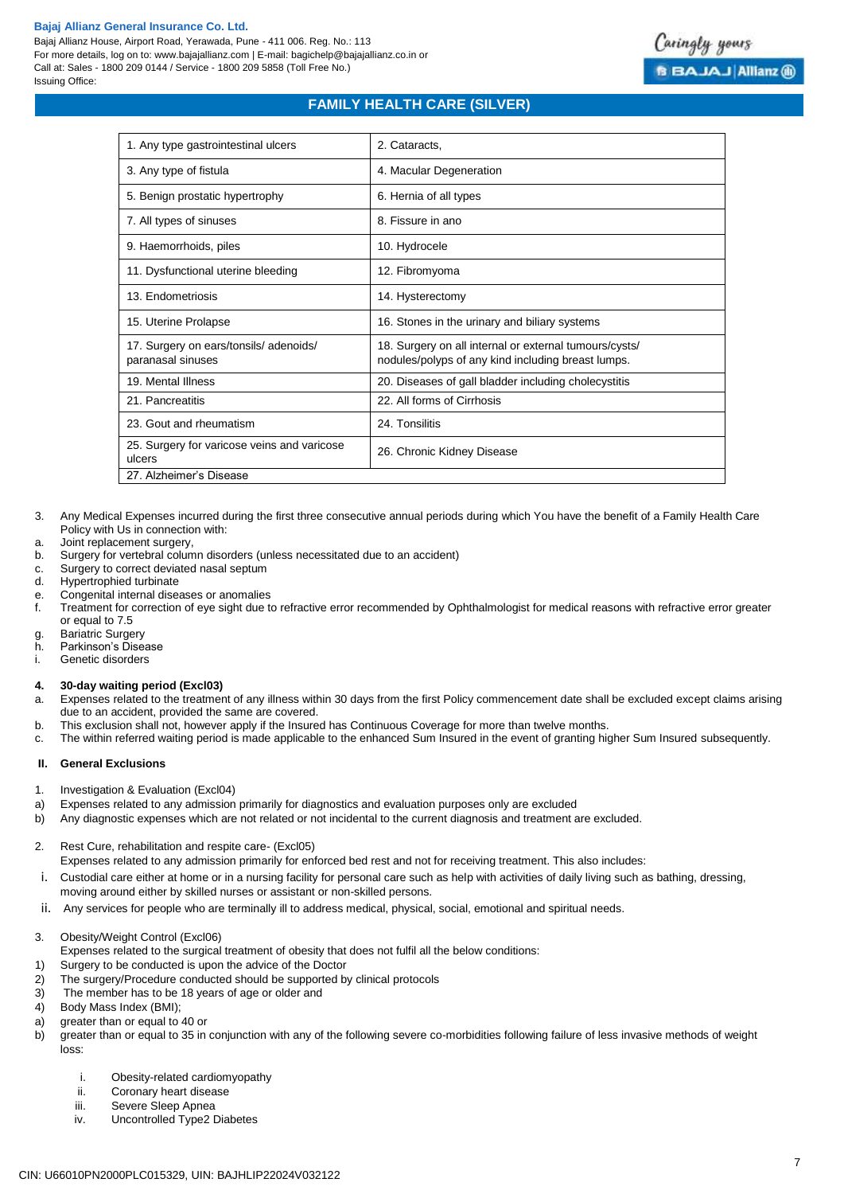## FAMILY HEALTH CARE (SILVER)

| | |
|---|---|
| 1. Any type gastrointestinal ulcers | 2. Cataracts, |
| 3. Any type of fistula | 4. Macular Degeneration |
| 5. Benign prostatic hypertrophy | 6. Hernia of all types |
| 7. All types of sinuses | 8. Fissure in ano |
| 9. Haemorrhoids, piles | 10. Hydrocele |
| 11. Dysfunctional uterine bleeding | 12. Fibromyoma |
| 13. Endometriosis | 14. Hysterectomy |
| 15. Uterine Prolapse | 16. Stones in the urinary and biliary systems |
| 17. Surgery on ears/tonsils/ adenoids/ paranasal sinuses | 18. Surgery on all internal or external tumours/cysts/ nodules/polyps of any kind including breast lumps. |
| 19. Mental Illness | 20. Diseases of gall bladder including cholecystitis |
| 21. Pancreatitis | 22. All forms of Cirrhosis |
| 23. Gout and rheumatism | 24. Tonsilitis |
| 25. Surgery for varicose veins and varicose ulcers | 26. Chronic Kidney Disease |
| 27. Alzheimer's Disease | |

3. Any Medical Expenses incurred during the first three consecutive annual periods during which You have the benefit of a Family Health Care Policy with Us in connection with:
   a. Joint replacement surgery,
   b. Surgery for vertebral column disorders (unless necessitated due to an accident)
   c. Surgery to correct deviated nasal septum
   d. Hypertrophied turbinate
   e. Congenital internal diseases or anomalies
   f. Treatment for correction of eye sight due to refractive error recommended by Ophthalmologist for medical reasons with refractive error greater or equal to 7.5
   g. Bariatric Surgery
   h. Parkinson's Disease
   i. Genetic disorders

**4. 30-day waiting period (Excl03)**

a. Expenses related to the treatment of any illness within 30 days from the first Policy commencement date shall be excluded except claims arising due to an accident, provided the same are covered.
b. This exclusion shall not, however apply if the Insured has Continuous Coverage for more than twelve months.
c. The within referred waiting period is made applicable to the enhanced Sum Insured in the event of granting higher Sum Insured subsequently.

### II. General Exclusions

1. Investigation & Evaluation (Excl04)
   a) Expenses related to any admission primarily for diagnostics and evaluation purposes only are excluded
   b) Any diagnostic expenses which are not related or not incidental to the current diagnosis and treatment are excluded.

2. Rest Cure, rehabilitation and respite care- (Excl05)
   Expenses related to any admission primarily for enforced bed rest and not for receiving treatment. This also includes:
   i. Custodial care either at home or in a nursing facility for personal care such as help with activities of daily living such as bathing, dressing, moving around either by skilled nurses or assistant or non-skilled persons.
   ii. Any services for people who are terminally ill to address medical, physical, social, emotional and spiritual needs.

3. Obesity/Weight Control (Excl06)
   Expenses related to the surgical treatment of obesity that does not fulfil all the below conditions:
   1) Surgery to be conducted is upon the advice of the Doctor
   2) The surgery/Procedure conducted should be supported by clinical protocols
   3) The member has to be 18 years of age or older and
   4) Body Mass Index (BMI);
      a) greater than or equal to 40 or
      b) greater than or equal to 35 in conjunction with any of the following severe co-morbidities following failure of less invasive methods of weight loss:
         i. Obesity-related cardiomyopathy
         ii. Coronary heart disease
         iii. Severe Sleep Apnea
         iv. Uncontrolled Type2 Diabetes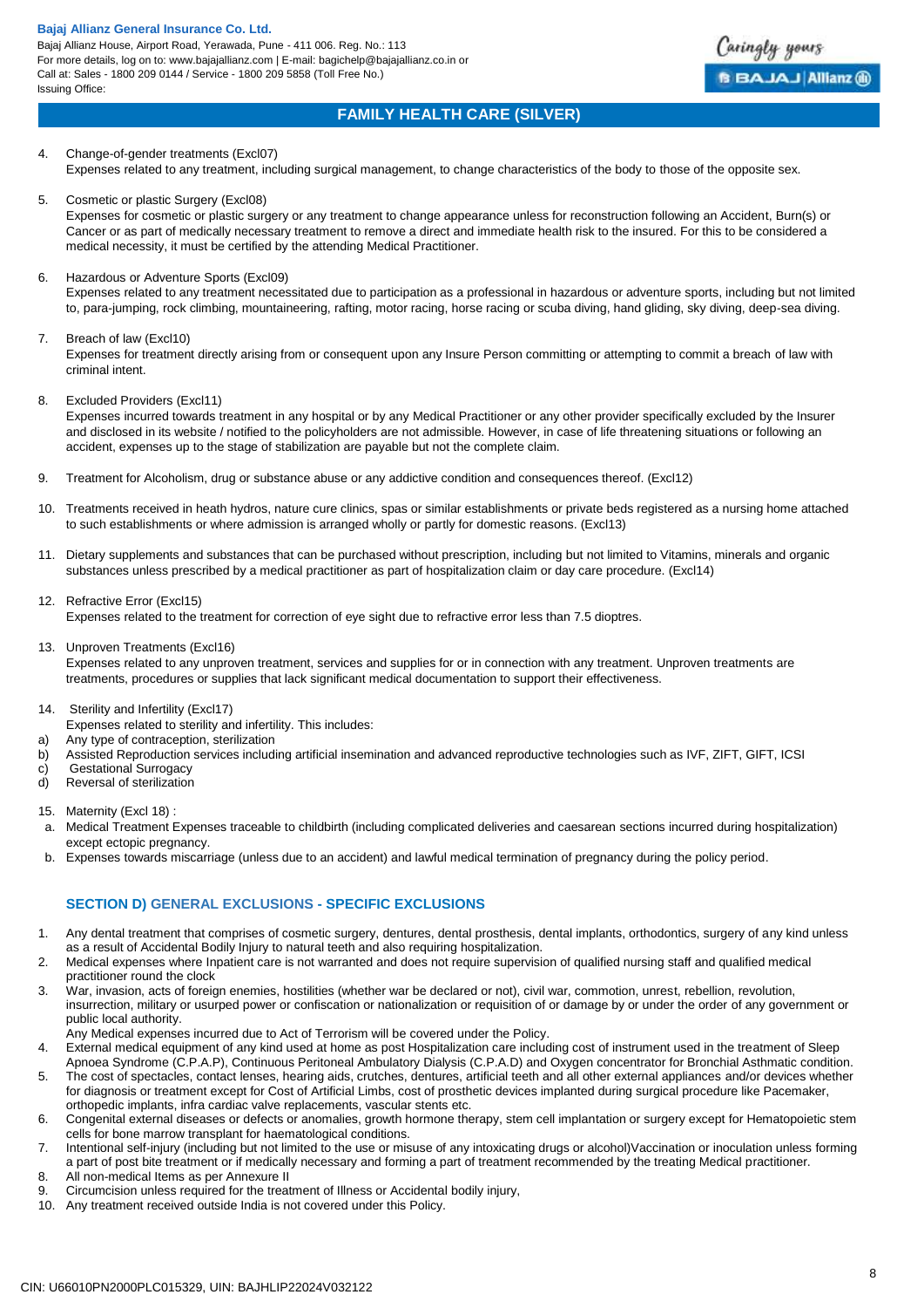4. Change-of-gender treatments (Excl07)
   Expenses related to any treatment, including surgical management, to change characteristics of the body to those of the opposite sex.

5. Cosmetic or plastic Surgery (Excl08)
   Expenses for cosmetic or plastic surgery or any treatment to change appearance unless for reconstruction following an Accident, Burn(s) or Cancer or as part of medically necessary treatment to remove a direct and immediate health risk to the insured. For this to be considered a medical necessity, it must be certified by the attending Medical Practitioner.

6. Hazardous or Adventure Sports (Excl09)
   Expenses related to any treatment necessitated due to participation as a professional in hazardous or adventure sports, including but not limited to, para-jumping, rock climbing, mountaineering, rafting, motor racing, horse racing or scuba diving, hand gliding, sky diving, deep-sea diving.

7. Breach of law (Excl10)
   Expenses for treatment directly arising from or consequent upon any Insure Person committing or attempting to commit a breach of law with criminal intent.

8. Excluded Providers (Excl11)
   Expenses incurred towards treatment in any hospital or by any Medical Practitioner or any other provider specifically excluded by the Insurer and disclosed in its website / notified to the policyholders are not admissible. However, in case of life threatening situations or following an accident, expenses up to the stage of stabilization are payable but not the complete claim.

9. Treatment for Alcoholism, drug or substance abuse or any addictive condition and consequences thereof. (Excl12)

10. Treatments received in heath hydros, nature cure clinics, spas or similar establishments or private beds registered as a nursing home attached to such establishments or where admission is arranged wholly or partly for domestic reasons. (Excl13)

11. Dietary supplements and substances that can be purchased without prescription, including but not limited to Vitamins, minerals and organic substances unless prescribed by a medical practitioner as part of hospitalization claim or day care procedure. (Excl14)

12. Refractive Error (Excl15)
    Expenses related to the treatment for correction of eye sight due to refractive error less than 7.5 dioptres.

13. Unproven Treatments (Excl16)
    Expenses related to any unproven treatment, services and supplies for or in connection with any treatment. Unproven treatments are treatments, procedures or supplies that lack significant medical documentation to support their effectiveness.

14. Sterility and Infertility (Excl17)
    Expenses related to sterility and infertility. This includes:
    a) Any type of contraception, sterilization
    b) Assisted Reproduction services including artificial insemination and advanced reproductive technologies such as IVF, ZIFT, GIFT, ICSI
    c) Gestational Surrogacy
    d) Reversal of sterilization

15. Maternity (Excl 18) :
    a. Medical Treatment Expenses traceable to childbirth (including complicated deliveries and caesarean sections incurred during hospitalization) except ectopic pregnancy.
    b. Expenses towards miscarriage (unless due to an accident) and lawful medical termination of pregnancy during the policy period.

### SECTION D) GENERAL EXCLUSIONS - SPECIFIC EXCLUSIONS

1. Any dental treatment that comprises of cosmetic surgery, dentures, dental prosthesis, dental implants, orthodontics, surgery of any kind unless as a result of Accidental Bodily Injury to natural teeth and also requiring hospitalization.
2. Medical expenses where Inpatient care is not warranted and does not require supervision of qualified nursing staff and qualified medical practitioner round the clock
3. War, invasion, acts of foreign enemies, hostilities (whether war be declared or not), civil war, commotion, unrest, rebellion, revolution, insurrection, military or usurped power or confiscation or nationalization or requisition of or damage by or under the order of any government or public local authority.
   Any Medical expenses incurred due to Act of Terrorism will be covered under the Policy.
4. External medical equipment of any kind used at home as post Hospitalization care including cost of instrument used in the treatment of Sleep Apnoea Syndrome (C.P.A.P), Continuous Peritoneal Ambulatory Dialysis (C.P.A.D) and Oxygen concentrator for Bronchial Asthmatic condition.
5. The cost of spectacles, contact lenses, hearing aids, crutches, dentures, artificial teeth and all other external appliances and/or devices whether for diagnosis or treatment except for Cost of Artificial Limbs, cost of prosthetic devices implanted during surgical procedure like Pacemaker, orthopedic implants, infra cardiac valve replacements, vascular stents etc.
6. Congenital external diseases or defects or anomalies, growth hormone therapy, stem cell implantation or surgery except for Hematopoietic stem cells for bone marrow transplant for haematological conditions.
7. Intentional self-injury (including but not limited to the use or misuse of any intoxicating drugs or alcohol)Vaccination or inoculation unless forming a part of post bite treatment or if medically necessary and forming a part of treatment recommended by the treating Medical practitioner.
8. All non-medical Items as per Annexure II
9. Circumcision unless required for the treatment of Illness or Accidental bodily injury,
10. Any treatment received outside India is not covered under this Policy.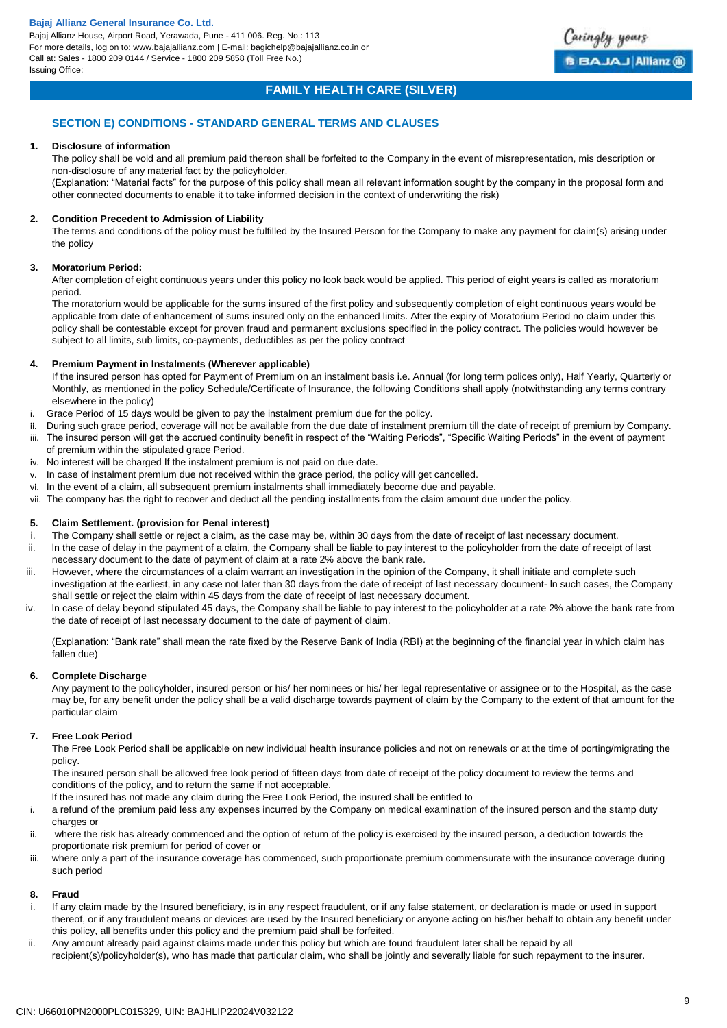## SECTION E) CONDITIONS - STANDARD GENERAL TERMS AND CLAUSES

**1. Disclosure of information**

The policy shall be void and all premium paid thereon shall be forfeited to the Company in the event of misrepresentation, mis description or non-disclosure of any material fact by the policyholder.

(Explanation: "Material facts" for the purpose of this policy shall mean all relevant information sought by the company in the proposal form and other connected documents to enable it to take informed decision in the context of underwriting the risk)

**2. Condition Precedent to Admission of Liability**

The terms and conditions of the policy must be fulfilled by the Insured Person for the Company to make any payment for claim(s) arising under the policy

**3. Moratorium Period:**

After completion of eight continuous years under this policy no look back would be applied. This period of eight years is called as moratorium period.

The moratorium would be applicable for the sums insured of the first policy and subsequently completion of eight continuous years would be applicable from date of enhancement of sums insured only on the enhanced limits. After the expiry of Moratorium Period no claim under this policy shall be contestable except for proven fraud and permanent exclusions specified in the policy contract. The policies would however be subject to all limits, sub limits, co-payments, deductibles as per the policy contract

**4. Premium Payment in Instalments (Wherever applicable)**

If the insured person has opted for Payment of Premium on an instalment basis i.e. Annual (for long term polices only), Half Yearly, Quarterly or Monthly, as mentioned in the policy Schedule/Certificate of Insurance, the following Conditions shall apply (notwithstanding any terms contrary elsewhere in the policy)

i. Grace Period of 15 days would be given to pay the instalment premium due for the policy.
ii. During such grace period, coverage will not be available from the due date of instalment premium till the date of receipt of premium by Company.
iii. The insured person will get the accrued continuity benefit in respect of the "Waiting Periods", "Specific Waiting Periods" in the event of payment of premium within the stipulated grace Period.
iv. No interest will be charged If the instalment premium is not paid on due date.
v. In case of instalment premium due not received within the grace period, the policy will get cancelled.
vi. In the event of a claim, all subsequent premium instalments shall immediately become due and payable.
vii. The company has the right to recover and deduct all the pending installments from the claim amount due under the policy.

**5. Claim Settlement. (provision for Penal interest)**

i. The Company shall settle or reject a claim, as the case may be, within 30 days from the date of receipt of last necessary document.
ii. ln the case of delay in the payment of a claim, the Company shall be liable to pay interest to the policyholder from the date of receipt of last necessary document to the date of payment of claim at a rate 2% above the bank rate.
iii. However, where the circumstances of a claim warrant an investigation in the opinion of the Company, it shall initiate and complete such investigation at the earliest, in any case not later than 30 days from the date of receipt of last necessary document- ln such cases, the Company shall settle or reject the claim within 45 days from the date of receipt of last necessary document.
iv. ln case of delay beyond stipulated 45 days, the Company shall be liable to pay interest to the policyholder at a rate 2% above the bank rate from the date of receipt of last necessary document to the date of payment of claim.

(Explanation: "Bank rate" shall mean the rate fixed by the Reserve Bank of India (RBI) at the beginning of the financial year in which claim has fallen due)

**6. Complete Discharge**

Any payment to the policyholder, insured person or his/ her nominees or his/ her legal representative or assignee or to the Hospital, as the case may be, for any benefit under the policy shall be a valid discharge towards payment of claim by the Company to the extent of that amount for the particular claim

**7. Free Look Period**

The Free Look Period shall be applicable on new individual health insurance policies and not on renewals or at the time of porting/migrating the policy.

The insured person shall be allowed free look period of fifteen days from date of receipt of the policy document to review the terms and conditions of the policy, and to return the same if not acceptable.

lf the insured has not made any claim during the Free Look Period, the insured shall be entitled to

i. a refund of the premium paid less any expenses incurred by the Company on medical examination of the insured person and the stamp duty charges or
ii. where the risk has already commenced and the option of return of the policy is exercised by the insured person, a deduction towards the proportionate risk premium for period of cover or
iii. where only a part of the insurance coverage has commenced, such proportionate premium commensurate with the insurance coverage during such period

**8. Fraud**

i. If any claim made by the Insured beneficiary, is in any respect fraudulent, or if any false statement, or declaration is made or used in support thereof, or if any fraudulent means or devices are used by the Insured beneficiary or anyone acting on his/her behalf to obtain any benefit under this policy, all benefits under this policy and the premium paid shall be forfeited.
ii. Any amount already paid against claims made under this policy but which are found fraudulent later shall be repaid by all recipient(s)/policyholder(s), who has made that particular claim, who shall be jointly and severally liable for such repayment to the insurer.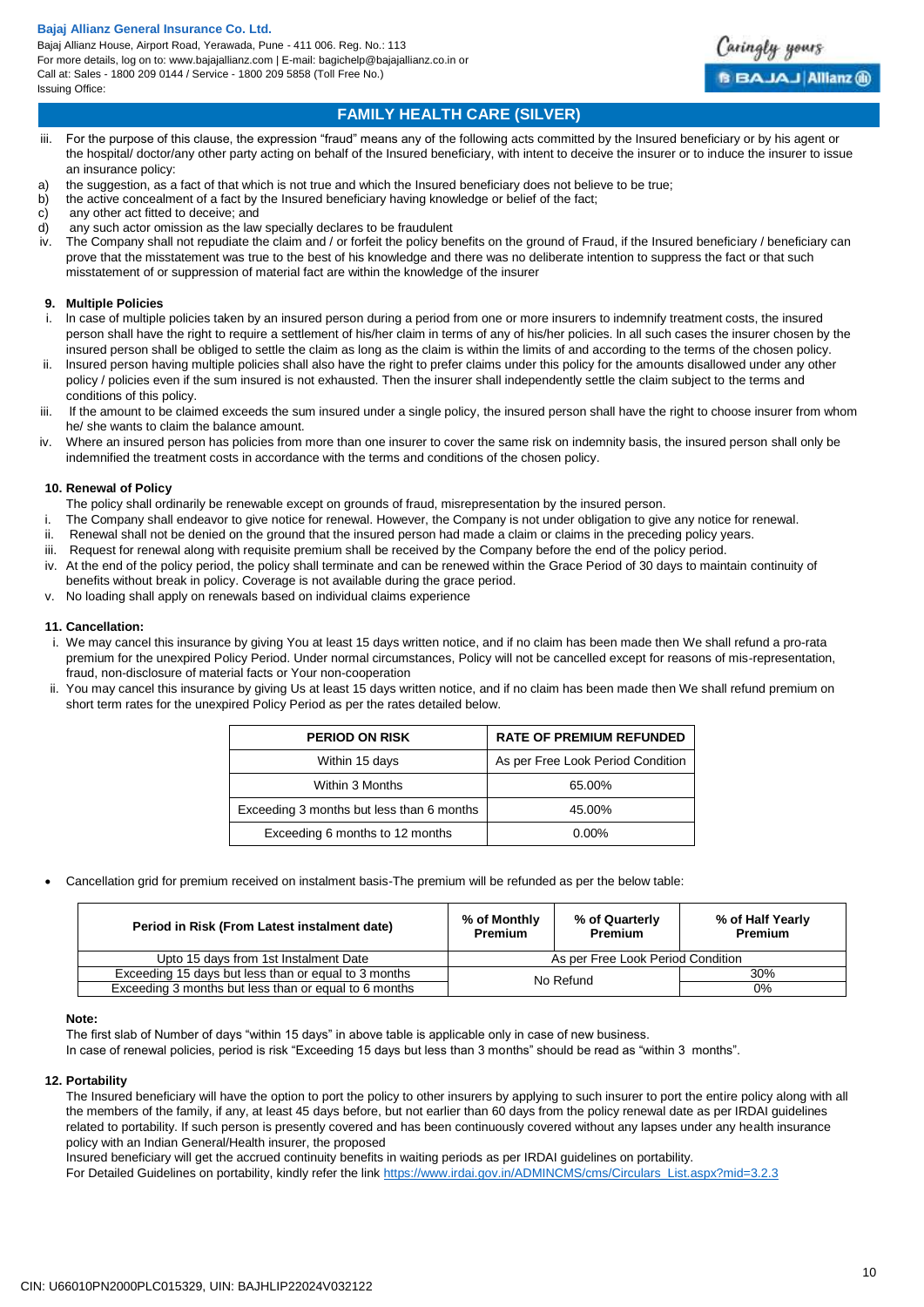iii. For the purpose of this clause, the expression "fraud" means any of the following acts committed by the Insured beneficiary or by his agent or the hospital/ doctor/any other party acting on behalf of the Insured beneficiary, with intent to deceive the insurer or to induce the insurer to issue an insurance policy:

a) the suggestion, as a fact of that which is not true and which the Insured beneficiary does not believe to be true;
b) the active concealment of a fact by the Insured beneficiary having knowledge or belief of the fact;
c) any other act fitted to deceive; and
d) any such actor omission as the law specially declares to be fraudulent

iv. The Company shall not repudiate the claim and / or forfeit the policy benefits on the ground of Fraud, if the Insured beneficiary / beneficiary can prove that the misstatement was true to the best of his knowledge and there was no deliberate intention to suppress the fact or that such misstatement of or suppression of material fact are within the knowledge of the insurer

**9. Multiple Policies**

i. In case of multiple policies taken by an insured person during a period from one or more insurers to indemnify treatment costs, the insured person shall have the right to require a settlement of his/her claim in terms of any of his/her policies. In all such cases the insurer chosen by the insured person shall be obliged to settle the claim as long as the claim is within the limits of and according to the terms of the chosen policy.
ii. Insured person having multiple policies shall also have the right to prefer claims under this policy for the amounts disallowed under any other policy / policies even if the sum insured is not exhausted. Then the insurer shall independently settle the claim subject to the terms and conditions of this policy.
iii. If the amount to be claimed exceeds the sum insured under a single policy, the insured person shall have the right to choose insurer from whom he/ she wants to claim the balance amount.
iv. Where an insured person has policies from more than one insurer to cover the same risk on indemnity basis, the insured person shall only be indemnified the treatment costs in accordance with the terms and conditions of the chosen policy.

**10. Renewal of Policy**

The policy shall ordinarily be renewable except on grounds of fraud, misrepresentation by the insured person.

i. The Company shall endeavor to give notice for renewal. However, the Company is not under obligation to give any notice for renewal.
ii. Renewal shall not be denied on the ground that the insured person had made a claim or claims in the preceding policy years.
iii. Request for renewal along with requisite premium shall be received by the Company before the end of the policy period.
iv. At the end of the policy period, the policy shall terminate and can be renewed within the Grace Period of 30 days to maintain continuity of benefits without break in policy. Coverage is not available during the grace period.
v. No loading shall apply on renewals based on individual claims experience

**11. Cancellation:**

i. We may cancel this insurance by giving You at least 15 days written notice, and if no claim has been made then We shall refund a pro-rata premium for the unexpired Policy Period. Under normal circumstances, Policy will not be cancelled except for reasons of mis-representation, fraud, non-disclosure of material facts or Your non-cooperation
ii. You may cancel this insurance by giving Us at least 15 days written notice, and if no claim has been made then We shall refund premium on short term rates for the unexpired Policy Period as per the rates detailed below.

| PERIOD ON RISK | RATE OF PREMIUM REFUNDED |
|---|---|
| Within 15 days | As per Free Look Period Condition |
| Within 3 Months | 65.00% |
| Exceeding 3 months but less than 6 months | 45.00% |
| Exceeding 6 months to 12 months | 0.00% |

- Cancellation grid for premium received on instalment basis-The premium will be refunded as per the below table:

| Period in Risk (From Latest instalment date) | % of Monthly Premium | % of Quarterly Premium | % of Half Yearly Premium |
|---|---|---|---|
| Upto 15 days from 1st Instalment Date | As per Free Look Period Condition | | |
| Exceeding 15 days but less than or equal to 3 months | No Refund | | 30% |
| Exceeding 3 months but less than or equal to 6 months | | | 0% |

**Note:**

The first slab of Number of days "within 15 days" in above table is applicable only in case of new business.
In case of renewal policies, period is risk "Exceeding 15 days but less than 3 months" should be read as "within 3 months".

**12. Portability**

The Insured beneficiary will have the option to port the policy to other insurers by applying to such insurer to port the entire policy along with all the members of the family, if any, at least 45 days before, but not earlier than 60 days from the policy renewal date as per IRDAI guidelines related to portability. If such person is presently covered and has been continuously covered without any lapses under any health insurance policy with an Indian General/Health insurer, the proposed
Insured beneficiary will get the accrued continuity benefits in waiting periods as per IRDAI guidelines on portability.
For Detailed Guidelines on portability, kindly refer the link https://www.irdai.gov.in/ADMINCMS/cms/Circulars_List.aspx?mid=3.2.3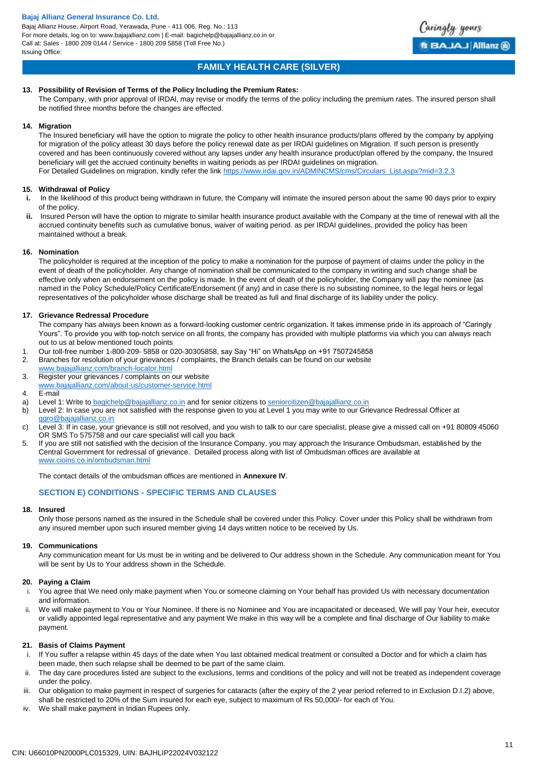**13. Possibility of Revision of Terms of the Policy Including the Premium Rates:**

The Company, with prior approval of IRDAI, may revise or modify the terms of the policy including the premium rates. The insured person shall be notified three months before the changes are effected.

**14. Migration**

The Insured beneficiary will have the option to migrate the policy to other health insurance products/plans offered by the company by applying for migration of the policy atleast 30 days before the policy renewal date as per IRDAI guidelines on Migration. If such person is presently covered and has been continuously covered without any lapses under any health insurance product/plan offered by the company, the Insured beneficiary will get the accrued continuity benefits in waiting periods as per IRDAI guidelines on migration.

For Detailed Guidelines on migration, kindly refer the link https://www.irdai.gov.in/ADMINCMS/cms/Circulars_List.aspx?mid=3.2.3

**15. Withdrawal of Policy**

i. In the likelihood of this product being withdrawn in future, the Company will intimate the insured person about the same 90 days prior to expiry of the policy.

ii. Insured Person will have the option to migrate to similar health insurance product available with the Company at the time of renewal with all the accrued continuity benefits such as cumulative bonus, waiver of waiting period. as per IRDAI guidelines, provided the policy has been maintained without a break.

**16. Nomination**

The policyholder is required at the inception of the policy to make a nomination for the purpose of payment of claims under the policy in the event of death of the policyholder. Any change of nomination shall be communicated to the company in writing and such change shall be effective only when an endorsement on the policy is made. In the event of death of the policyholder, the Company will pay the nominee {as named in the Policy Schedule/Policy Certificate/Endorsement (if any) and in case there is no subsisting nominee, to the legal heirs or legal representatives of the policyholder whose discharge shall be treated as full and final discharge of its liability under the policy.

**17. Grievance Redressal Procedure**

The company has always been known as a forward-looking customer centric organization. It takes immense pride in its approach of "Caringly Yours". To provide you with top-notch service on all fronts, the company has provided with multiple platforms via which you can always reach out to us at below mentioned touch points

1. Our toll-free number 1-800-209- 5858 or 020-30305858, say Say "Hi" on WhatsApp on +91 7507245858
2. Branches for resolution of your grievances / complaints, the Branch details can be found on our website www.bajajallianz.com/branch-locator.html
3. Register your grievances / complaints on our website www.bajajallianz.com/about-us/customer-service.html
4. E-mail
   a) Level 1: Write to bagichelp@bajajallianz.co.in and for senior citizens to seniorcitizen@bajajallianz.co.in
   b) Level 2: In case you are not satisfied with the response given to you at Level 1 you may write to our Grievance Redressal Officer at ggro@bajajallianz.co.in
   c) Level 3: If in case, your grievance is still not resolved, and you wish to talk to our care specialist, please give a missed call on +91 80809 45060 OR SMS To 575758 and our care specialist will call you back
5. If you are still not satisfied with the decision of the Insurance Company, you may approach the Insurance Ombudsman, established by the Central Government for redressal of grievance. Detailed process along with list of Ombudsman offices are available at www.cioins.co.in/ombudsman.html

The contact details of the ombudsman offices are mentioned in **Annexure IV**.

## SECTION E) CONDITIONS - SPECIFIC TERMS AND CLAUSES

**18. Insured**

Only those persons named as the insured in the Schedule shall be covered under this Policy. Cover under this Policy shall be withdrawn from any insured member upon such insured member giving 14 days written notice to be received by Us.

**19. Communications**

Any communication meant for Us must be in writing and be delivered to Our address shown in the Schedule. Any communication meant for You will be sent by Us to Your address shown in the Schedule.

**20. Paying a Claim**

i. You agree that We need only make payment when You or someone claiming on Your behalf has provided Us with necessary documentation and information.

ii. We will make payment to You or Your Nominee. If there is no Nominee and You are incapacitated or deceased, We will pay Your heir, executor or validly appointed legal representative and any payment We make in this way will be a complete and final discharge of Our liability to make payment.

**21. Basis of Claims Payment**

i. If You suffer a relapse within 45 days of the date when You last obtained medical treatment or consulted a Doctor and for which a claim has been made, then such relapse shall be deemed to be part of the same claim.

ii. The day care procedures listed are subject to the exclusions, terms and conditions of the policy and will not be treated as independent coverage under the policy.

iii. Our obligation to make payment in respect of surgeries for cataracts (after the expiry of the 2 year period referred to in Exclusion D.I.2) above, shall be restricted to 20% of the Sum insured for each eye, subject to maximum of Rs 50,000/- for each of You.

iv. We shall make payment in Indian Rupees only.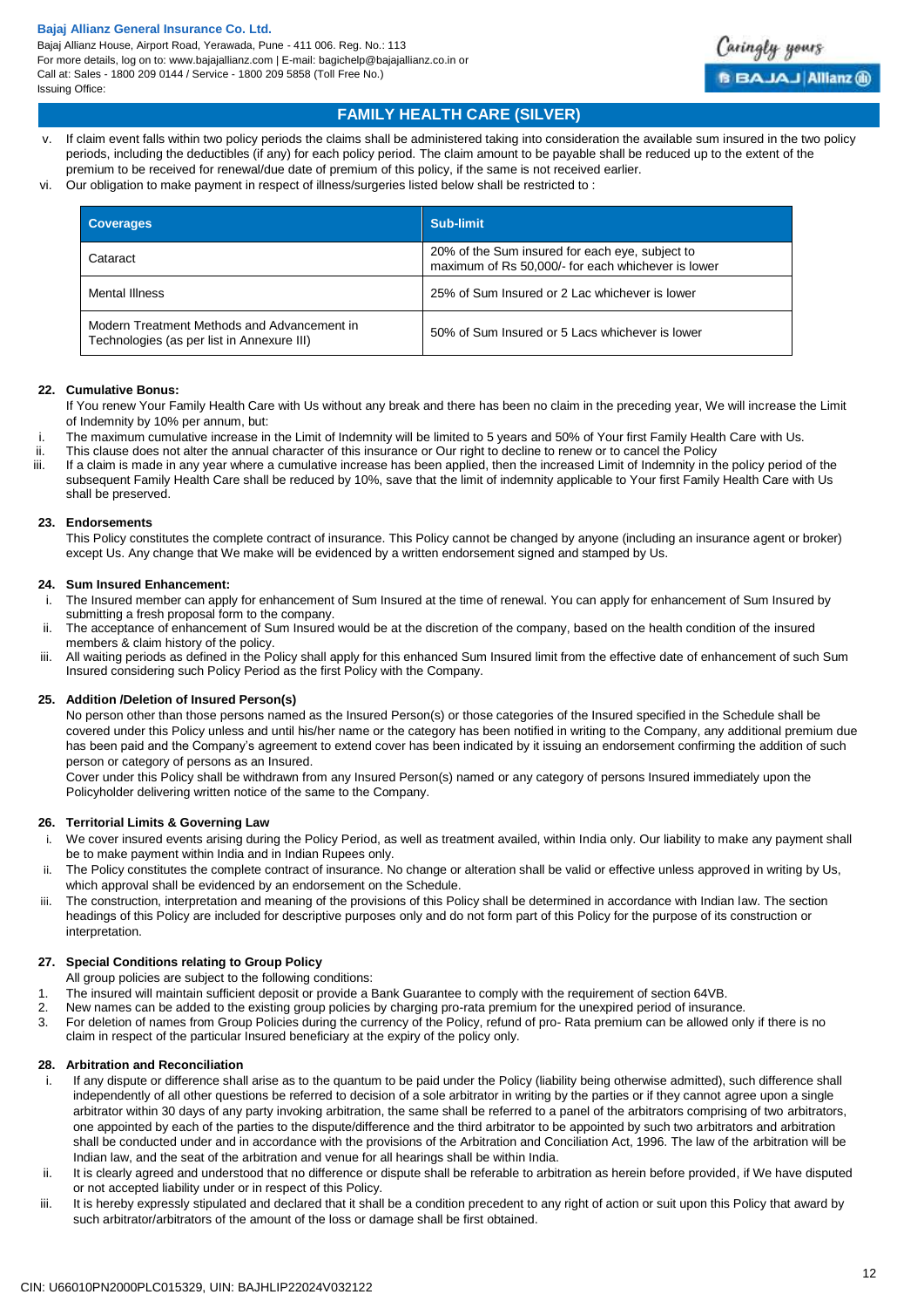- v. If claim event falls within two policy periods the claims shall be administered taking into consideration the available sum insured in the two policy periods, including the deductibles (if any) for each policy period. The claim amount to be payable shall be reduced up to the extent of the premium to be received for renewal/due date of premium of this policy, if the same is not received earlier.
- vi. Our obligation to make payment in respect of illness/surgeries listed below shall be restricted to :

| Coverages | Sub-limit |
|---|---|
| Cataract | 20% of the Sum insured for each eye, subject to maximum of Rs 50,000/- for each whichever is lower |
| Mental Illness | 25% of Sum Insured or 2 Lac whichever is lower |
| Modern Treatment Methods and Advancement in Technologies (as per list in Annexure III) | 50% of Sum Insured or 5 Lacs whichever is lower |

**22. Cumulative Bonus:**

If You renew Your Family Health Care with Us without any break and there has been no claim in the preceding year, We will increase the Limit of Indemnity by 10% per annum, but:

- i. The maximum cumulative increase in the Limit of Indemnity will be limited to 5 years and 50% of Your first Family Health Care with Us.
- ii. This clause does not alter the annual character of this insurance or Our right to decline to renew or to cancel the Policy
- iii. If a claim is made in any year where a cumulative increase has been applied, then the increased Limit of Indemnity in the policy period of the subsequent Family Health Care shall be reduced by 10%, save that the limit of indemnity applicable to Your first Family Health Care with Us shall be preserved.

**23. Endorsements**

This Policy constitutes the complete contract of insurance. This Policy cannot be changed by anyone (including an insurance agent or broker) except Us. Any change that We make will be evidenced by a written endorsement signed and stamped by Us.

**24. Sum Insured Enhancement:**

- i. The Insured member can apply for enhancement of Sum Insured at the time of renewal. You can apply for enhancement of Sum Insured by submitting a fresh proposal form to the company.
- ii. The acceptance of enhancement of Sum Insured would be at the discretion of the company, based on the health condition of the insured members & claim history of the policy.
- iii. All waiting periods as defined in the Policy shall apply for this enhanced Sum Insured limit from the effective date of enhancement of such Sum Insured considering such Policy Period as the first Policy with the Company.

**25. Addition /Deletion of Insured Person(s)**

No person other than those persons named as the Insured Person(s) or those categories of the Insured specified in the Schedule shall be covered under this Policy unless and until his/her name or the category has been notified in writing to the Company, any additional premium due has been paid and the Company's agreement to extend cover has been indicated by it issuing an endorsement confirming the addition of such person or category of persons as an Insured.

Cover under this Policy shall be withdrawn from any Insured Person(s) named or any category of persons Insured immediately upon the Policyholder delivering written notice of the same to the Company.

**26. Territorial Limits & Governing Law**

- i. We cover insured events arising during the Policy Period, as well as treatment availed, within India only. Our liability to make any payment shall be to make payment within India and in Indian Rupees only.
- ii. The Policy constitutes the complete contract of insurance. No change or alteration shall be valid or effective unless approved in writing by Us, which approval shall be evidenced by an endorsement on the Schedule.
- iii. The construction, interpretation and meaning of the provisions of this Policy shall be determined in accordance with Indian law. The section headings of this Policy are included for descriptive purposes only and do not form part of this Policy for the purpose of its construction or interpretation.

**27. Special Conditions relating to Group Policy**

All group policies are subject to the following conditions:

1. The insured will maintain sufficient deposit or provide a Bank Guarantee to comply with the requirement of section 64VB.
2. New names can be added to the existing group policies by charging pro-rata premium for the unexpired period of insurance.
3. For deletion of names from Group Policies during the currency of the Policy, refund of pro- Rata premium can be allowed only if there is no claim in respect of the particular Insured beneficiary at the expiry of the policy only.

**28. Arbitration and Reconciliation**

- i. If any dispute or difference shall arise as to the quantum to be paid under the Policy (liability being otherwise admitted), such difference shall independently of all other questions be referred to decision of a sole arbitrator in writing by the parties or if they cannot agree upon a single arbitrator within 30 days of any party invoking arbitration, the same shall be referred to a panel of the arbitrators comprising of two arbitrators, one appointed by each of the parties to the dispute/difference and the third arbitrator to be appointed by such two arbitrators and arbitration shall be conducted under and in accordance with the provisions of the Arbitration and Conciliation Act, 1996. The law of the arbitration will be Indian law, and the seat of the arbitration and venue for all hearings shall be within India.
- ii. It is clearly agreed and understood that no difference or dispute shall be referable to arbitration as herein before provided, if We have disputed or not accepted liability under or in respect of this Policy.
- iii. It is hereby expressly stipulated and declared that it shall be a condition precedent to any right of action or suit upon this Policy that award by such arbitrator/arbitrators of the amount of the loss or damage shall be first obtained.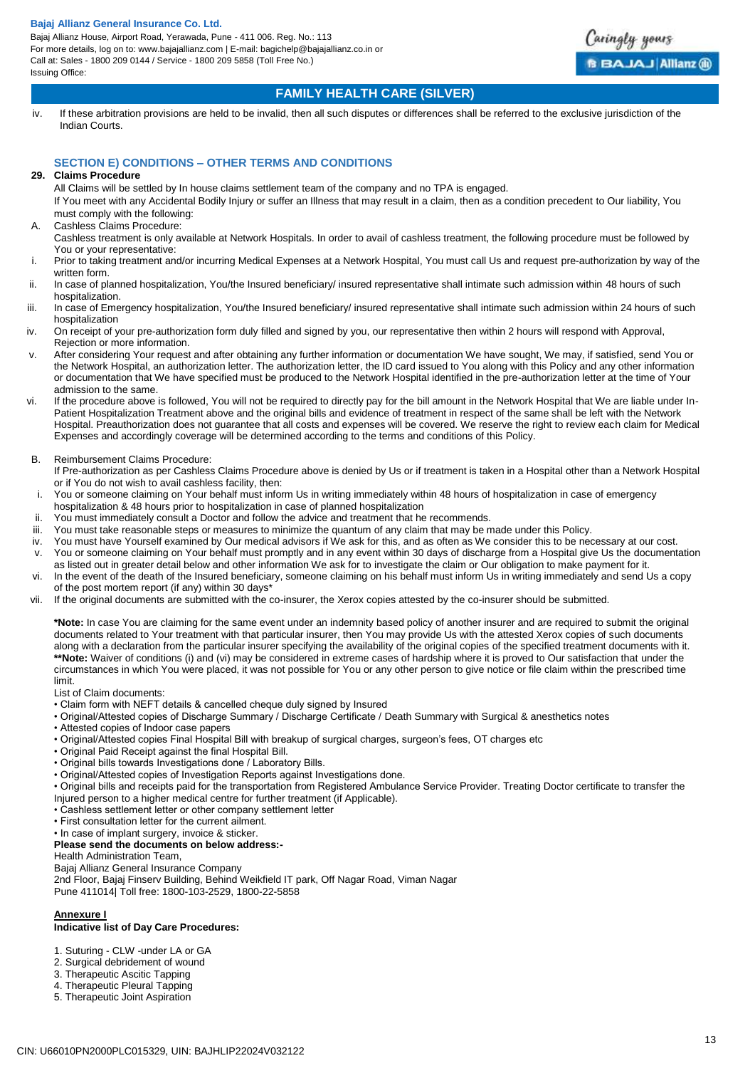iv. If these arbitration provisions are held to be invalid, then all such disputes or differences shall be referred to the exclusive jurisdiction of the Indian Courts.

## SECTION E) CONDITIONS – OTHER TERMS AND CONDITIONS

### 29. Claims Procedure

All Claims will be settled by In house claims settlement team of the company and no TPA is engaged.

If You meet with any Accidental Bodily Injury or suffer an Illness that may result in a claim, then as a condition precedent to Our liability, You must comply with the following:

A. Cashless Claims Procedure:

Cashless treatment is only available at Network Hospitals. In order to avail of cashless treatment, the following procedure must be followed by You or your representative:

i. Prior to taking treatment and/or incurring Medical Expenses at a Network Hospital, You must call Us and request pre-authorization by way of the written form.

ii. In case of planned hospitalization, You/the Insured beneficiary/ insured representative shall intimate such admission within 48 hours of such hospitalization.

iii. In case of Emergency hospitalization, You/the Insured beneficiary/ insured representative shall intimate such admission within 24 hours of such hospitalization

iv. On receipt of your pre-authorization form duly filled and signed by you, our representative then within 2 hours will respond with Approval, Rejection or more information.

v. After considering Your request and after obtaining any further information or documentation We have sought, We may, if satisfied, send You or the Network Hospital, an authorization letter. The authorization letter, the ID card issued to You along with this Policy and any other information or documentation that We have specified must be produced to the Network Hospital identified in the pre-authorization letter at the time of Your admission to the same.

vi. If the procedure above is followed, You will not be required to directly pay for the bill amount in the Network Hospital that We are liable under In-Patient Hospitalization Treatment above and the original bills and evidence of treatment in respect of the same shall be left with the Network Hospital. Preauthorization does not guarantee that all costs and expenses will be covered. We reserve the right to review each claim for Medical Expenses and accordingly coverage will be determined according to the terms and conditions of this Policy.

B. Reimbursement Claims Procedure:

If Pre-authorization as per Cashless Claims Procedure above is denied by Us or if treatment is taken in a Hospital other than a Network Hospital or if You do not wish to avail cashless facility, then:

i. You or someone claiming on Your behalf must inform Us in writing immediately within 48 hours of hospitalization in case of emergency hospitalization & 48 hours prior to hospitalization in case of planned hospitalization

ii. You must immediately consult a Doctor and follow the advice and treatment that he recommends.

iii. You must take reasonable steps or measures to minimize the quantum of any claim that may be made under this Policy.

iv. You must have Yourself examined by Our medical advisors if We ask for this, and as often as We consider this to be necessary at our cost.

v. You or someone claiming on Your behalf must promptly and in any event within 30 days of discharge from a Hospital give Us the documentation as listed out in greater detail below and other information We ask for to investigate the claim or Our obligation to make payment for it.

vi. In the event of the death of the Insured beneficiary, someone claiming on his behalf must inform Us in writing immediately and send Us a copy of the post mortem report (if any) within 30 days*

vii. If the original documents are submitted with the co-insurer, the Xerox copies attested by the co-insurer should be submitted.

**\*Note:** In case You are claiming for the same event under an indemnity based policy of another insurer and are required to submit the original documents related to Your treatment with that particular insurer, then You may provide Us with the attested Xerox copies of such documents along with a declaration from the particular insurer specifying the availability of the original copies of the specified treatment documents with it.

**\*\*Note:** Waiver of conditions (i) and (vi) may be considered in extreme cases of hardship where it is proved to Our satisfaction that under the circumstances in which You were placed, it was not possible for You or any other person to give notice or file claim within the prescribed time limit.

List of Claim documents:

- Claim form with NEFT details & cancelled cheque duly signed by Insured
- Original/Attested copies of Discharge Summary / Discharge Certificate / Death Summary with Surgical & anesthetics notes
- Attested copies of Indoor case papers
- Original/Attested copies Final Hospital Bill with breakup of surgical charges, surgeon's fees, OT charges etc
- Original Paid Receipt against the final Hospital Bill.
- Original bills towards Investigations done / Laboratory Bills.
- Original/Attested copies of Investigation Reports against Investigations done.
- Original bills and receipts paid for the transportation from Registered Ambulance Service Provider. Treating Doctor certificate to transfer the Injured person to a higher medical centre for further treatment (if Applicable).
- Cashless settlement letter or other company settlement letter
- First consultation letter for the current ailment.
- In case of implant surgery, invoice & sticker.

**Please send the documents on below address:-**

Health Administration Team,
Bajaj Allianz General Insurance Company
2nd Floor, Bajaj Finserv Building, Behind Weikfield IT park, Off Nagar Road, Viman Nagar
Pune 411014| Toll free: 1800-103-2529, 1800-22-5858

**Annexure I**

**Indicative list of Day Care Procedures:**

1. Suturing - CLW -under LA or GA
2. Surgical debridement of wound
3. Therapeutic Ascitic Tapping
4. Therapeutic Pleural Tapping
5. Therapeutic Joint Aspiration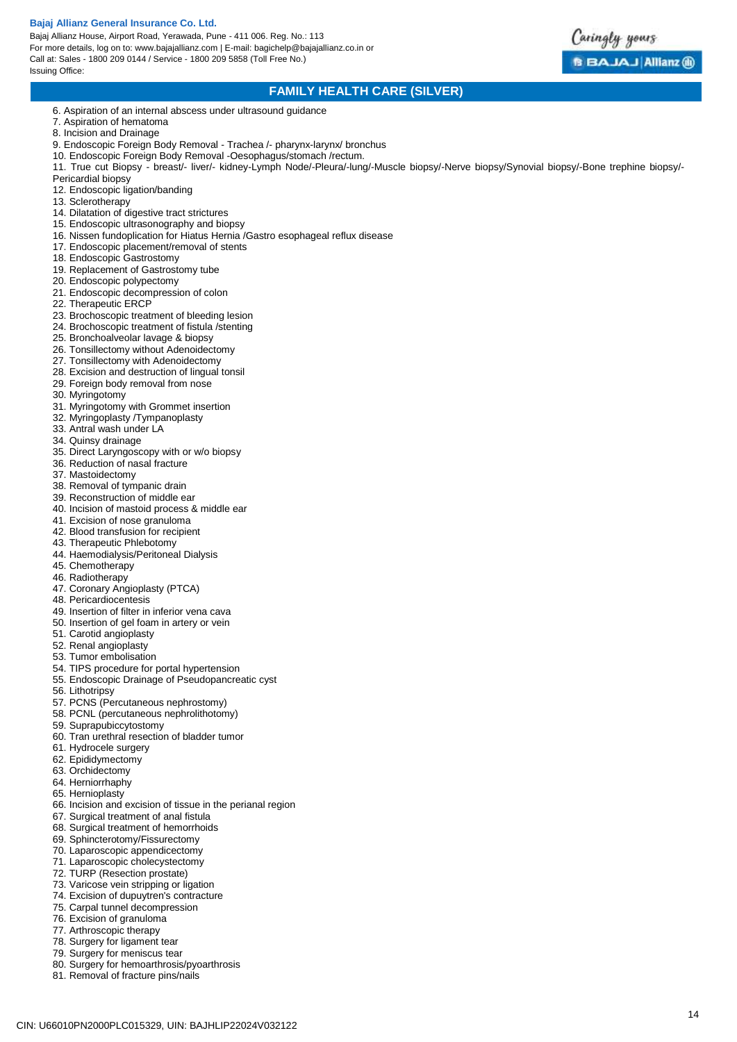6. Aspiration of an internal abscess under ultrasound guidance
7. Aspiration of hematoma
8. Incision and Drainage
9. Endoscopic Foreign Body Removal - Trachea /- pharynx-larynx/ bronchus
10. Endoscopic Foreign Body Removal -Oesophagus/stomach /rectum.
11. True cut Biopsy - breast/- liver/- kidney-Lymph Node/-Pleura/-lung/-Muscle biopsy/-Nerve biopsy/Synovial biopsy/-Bone trephine biopsy/-Pericardial biopsy
12. Endoscopic ligation/banding
13. Sclerotherapy
14. Dilatation of digestive tract strictures
15. Endoscopic ultrasonography and biopsy
16. Nissen fundoplication for Hiatus Hernia /Gastro esophageal reflux disease
17. Endoscopic placement/removal of stents
18. Endoscopic Gastrostomy
19. Replacement of Gastrostomy tube
20. Endoscopic polypectomy
21. Endoscopic decompression of colon
22. Therapeutic ERCP
23. Brochoscopic treatment of bleeding lesion
24. Brochoscopic treatment of fistula /stenting
25. Bronchoalveolar lavage & biopsy
26. Tonsillectomy without Adenoidectomy
27. Tonsillectomy with Adenoidectomy
28. Excision and destruction of lingual tonsil
29. Foreign body removal from nose
30. Myringotomy
31. Myringotomy with Grommet insertion
32. Myringoplasty /Tympanoplasty
33. Antral wash under LA
34. Quinsy drainage
35. Direct Laryngoscopy with or w/o biopsy
36. Reduction of nasal fracture
37. Mastoidectomy
38. Removal of tympanic drain
39. Reconstruction of middle ear
40. Incision of mastoid process & middle ear
41. Excision of nose granuloma
42. Blood transfusion for recipient
43. Therapeutic Phlebotomy
44. Haemodialysis/Peritoneal Dialysis
45. Chemotherapy
46. Radiotherapy
47. Coronary Angioplasty (PTCA)
48. Pericardiocentesis
49. Insertion of filter in inferior vena cava
50. Insertion of gel foam in artery or vein
51. Carotid angioplasty
52. Renal angioplasty
53. Tumor embolisation
54. TIPS procedure for portal hypertension
55. Endoscopic Drainage of Pseudopancreatic cyst
56. Lithotripsy
57. PCNS (Percutaneous nephrostomy)
58. PCNL (percutaneous nephrolithotomy)
59. Suprapubiccytostomy
60. Tran urethral resection of bladder tumor
61. Hydrocele surgery
62. Epididymectomy
63. Orchidectomy
64. Herniorrhaphy
65. Hernioplasty
66. Incision and excision of tissue in the perianal region
67. Surgical treatment of anal fistula
68. Surgical treatment of hemorrhoids
69. Sphincterotomy/Fissurectomy
70. Laparoscopic appendicectomy
71. Laparoscopic cholecystectomy
72. TURP (Resection prostate)
73. Varicose vein stripping or ligation
74. Excision of dupuytren's contracture
75. Carpal tunnel decompression
76. Excision of granuloma
77. Arthroscopic therapy
78. Surgery for ligament tear
79. Surgery for meniscus tear
80. Surgery for hemoarthrosis/pyoarthrosis
81. Removal of fracture pins/nails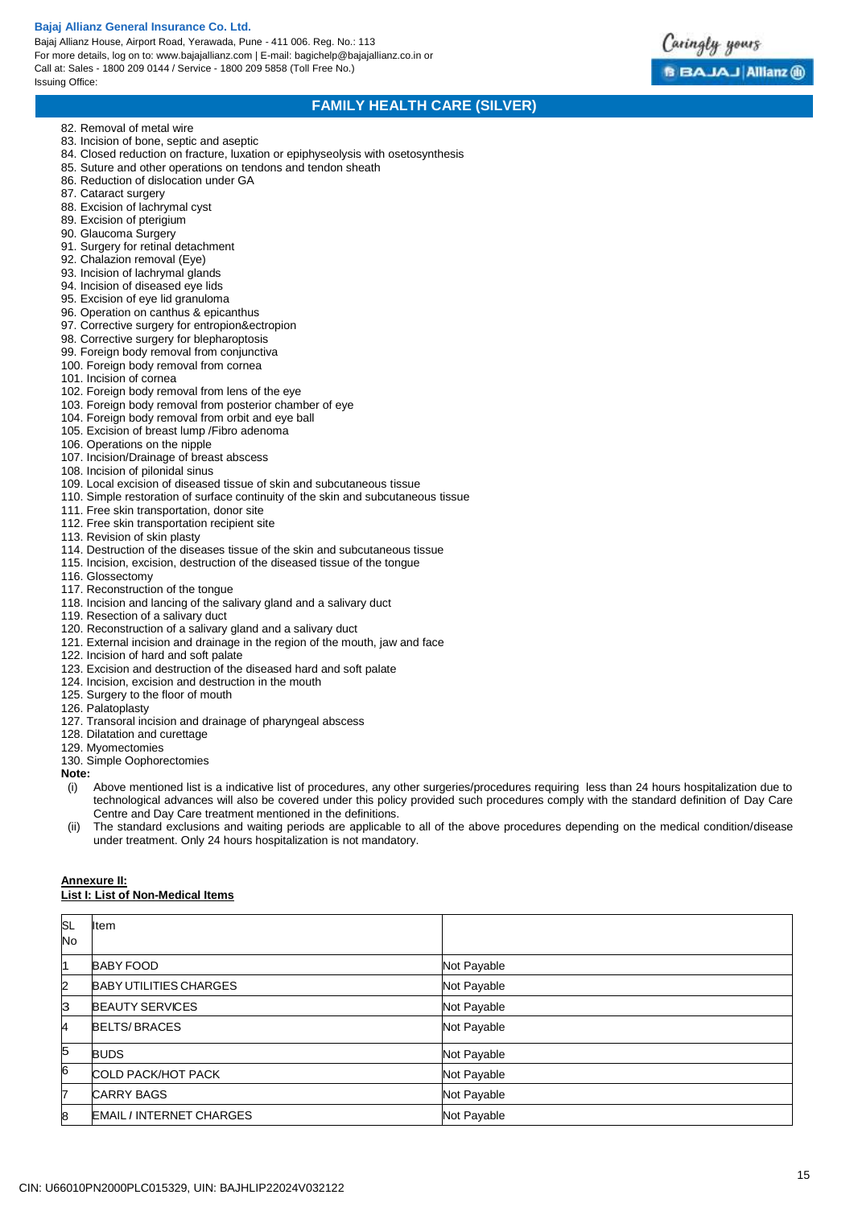82. Removal of metal wire
83. Incision of bone, septic and aseptic
84. Closed reduction on fracture, luxation or epiphyseolysis with osetosynthesis
85. Suture and other operations on tendons and tendon sheath
86. Reduction of dislocation under GA
87. Cataract surgery
88. Excision of lachrymal cyst
89. Excision of pterigium
90. Glaucoma Surgery
91. Surgery for retinal detachment
92. Chalazion removal (Eye)
93. Incision of lachrymal glands
94. Incision of diseased eye lids
95. Excision of eye lid granuloma
96. Operation on canthus & epicanthus
97. Corrective surgery for entropion&ectropion
98. Corrective surgery for blepharoptosis
99. Foreign body removal from conjunctiva
100. Foreign body removal from cornea
101. Incision of cornea
102. Foreign body removal from lens of the eye
103. Foreign body removal from posterior chamber of eye
104. Foreign body removal from orbit and eye ball
105. Excision of breast lump /Fibro adenoma
106. Operations on the nipple
107. Incision/Drainage of breast abscess
108. Incision of pilonidal sinus
109. Local excision of diseased tissue of skin and subcutaneous tissue
110. Simple restoration of surface continuity of the skin and subcutaneous tissue
111. Free skin transportation, donor site
112. Free skin transportation recipient site
113. Revision of skin plasty
114. Destruction of the diseases tissue of the skin and subcutaneous tissue
115. Incision, excision, destruction of the diseased tissue of the tongue
116. Glossectomy
117. Reconstruction of the tongue
118. Incision and lancing of the salivary gland and a salivary duct
119. Resection of a salivary duct
120. Reconstruction of a salivary gland and a salivary duct
121. External incision and drainage in the region of the mouth, jaw and face
122. Incision of hard and soft palate
123. Excision and destruction of the diseased hard and soft palate
124. Incision, excision and destruction in the mouth
125. Surgery to the floor of mouth
126. Palatoplasty
127. Transoral incision and drainage of pharyngeal abscess
128. Dilatation and curettage
129. Myomectomies
130. Simple Oophorectomies

**Note:**

(i) Above mentioned list is a indicative list of procedures, any other surgeries/procedures requiring less than 24 hours hospitalization due to technological advances will also be covered under this policy provided such procedures comply with the standard definition of Day Care Centre and Day Care treatment mentioned in the definitions.

(ii) The standard exclusions and waiting periods are applicable to all of the above procedures depending on the medical condition/disease under treatment. Only 24 hours hospitalization is not mandatory.

**Annexure II:**
**List I: List of Non-Medical Items**

| SL No | Item | |
|---|---|---|
| 1 | BABY FOOD | Not Payable |
| 2 | BABY UTILITIES CHARGES | Not Payable |
| 3 | BEAUTY SERVICES | Not Payable |
| 4 | BELTS/ BRACES | Not Payable |
| 5 | BUDS | Not Payable |
| 6 | COLD PACK/HOT PACK | Not Payable |
| 7 | CARRY BAGS | Not Payable |
| 8 | EMAIL / INTERNET CHARGES | Not Payable |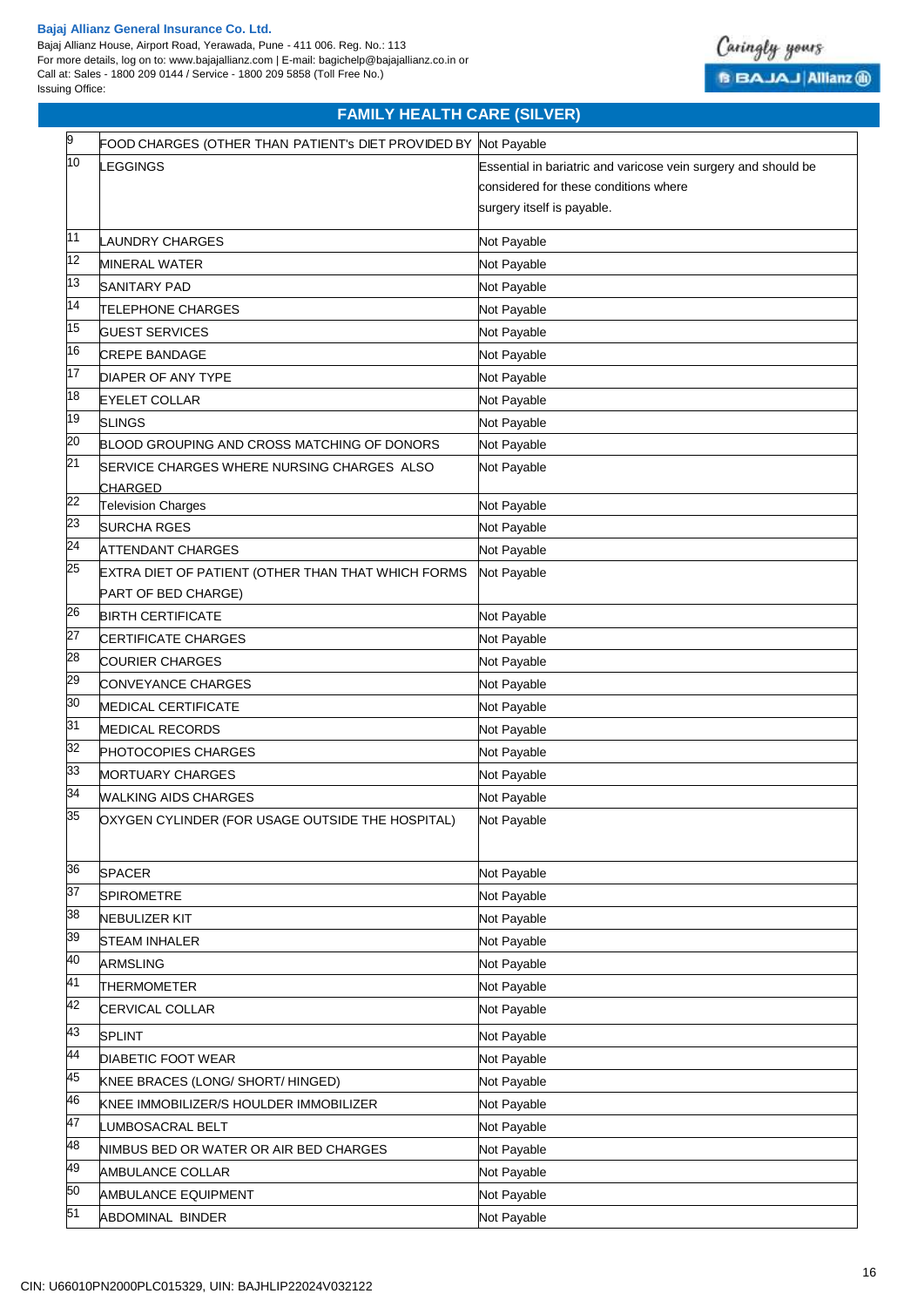## FAMILY HEALTH CARE (SILVER)

| | | |
|---|---|---|
| 9 | FOOD CHARGES (OTHER THAN PATIENT's DIET PROVIDED BY | Not Payable |
| 10 | LEGGINGS | Essential in bariatric and varicose vein surgery and should be considered for these conditions where surgery itself is payable. |
| 11 | LAUNDRY CHARGES | Not Payable |
| 12 | MINERAL WATER | Not Payable |
| 13 | SANITARY PAD | Not Payable |
| 14 | TELEPHONE CHARGES | Not Payable |
| 15 | GUEST SERVICES | Not Payable |
| 16 | CREPE BANDAGE | Not Payable |
| 17 | DIAPER OF ANY TYPE | Not Payable |
| 18 | EYELET COLLAR | Not Payable |
| 19 | SLINGS | Not Payable |
| 20 | BLOOD GROUPING AND CROSS MATCHING OF DONORS | Not Payable |
| 21 | SERVICE CHARGES WHERE NURSING CHARGES ALSO CHARGED | Not Payable |
| 22 | Television Charges | Not Payable |
| 23 | SURCHA RGES | Not Payable |
| 24 | ATTENDANT CHARGES | Not Payable |
| 25 | EXTRA DIET OF PATIENT (OTHER THAN THAT WHICH FORMS PART OF BED CHARGE) | Not Payable |
| 26 | BIRTH CERTIFICATE | Not Payable |
| 27 | CERTIFICATE CHARGES | Not Payable |
| 28 | COURIER CHARGES | Not Payable |
| 29 | CONVEYANCE CHARGES | Not Payable |
| 30 | MEDICAL CERTIFICATE | Not Payable |
| 31 | MEDICAL RECORDS | Not Payable |
| 32 | PHOTOCOPIES CHARGES | Not Payable |
| 33 | MORTUARY CHARGES | Not Payable |
| 34 | WALKING AIDS CHARGES | Not Payable |
| 35 | OXYGEN CYLINDER (FOR USAGE OUTSIDE THE HOSPITAL) | Not Payable |
| 36 | SPACER | Not Payable |
| 37 | SPIROMETRE | Not Payable |
| 38 | NEBULIZER KIT | Not Payable |
| 39 | STEAM INHALER | Not Payable |
| 40 | ARMSLING | Not Payable |
| 41 | THERMOMETER | Not Payable |
| 42 | CERVICAL COLLAR | Not Payable |
| 43 | SPLINT | Not Payable |
| 44 | DIABETIC FOOT WEAR | Not Payable |
| 45 | KNEE BRACES (LONG/ SHORT/ HINGED) | Not Payable |
| 46 | KNEE IMMOBILIZER/S HOULDER IMMOBILIZER | Not Payable |
| 47 | LUMBOSACRAL BELT | Not Payable |
| 48 | NIMBUS BED OR WATER OR AIR BED CHARGES | Not Payable |
| 49 | AMBULANCE COLLAR | Not Payable |
| 50 | AMBULANCE EQUIPMENT | Not Payable |
| 51 | ABDOMINAL BINDER | Not Payable |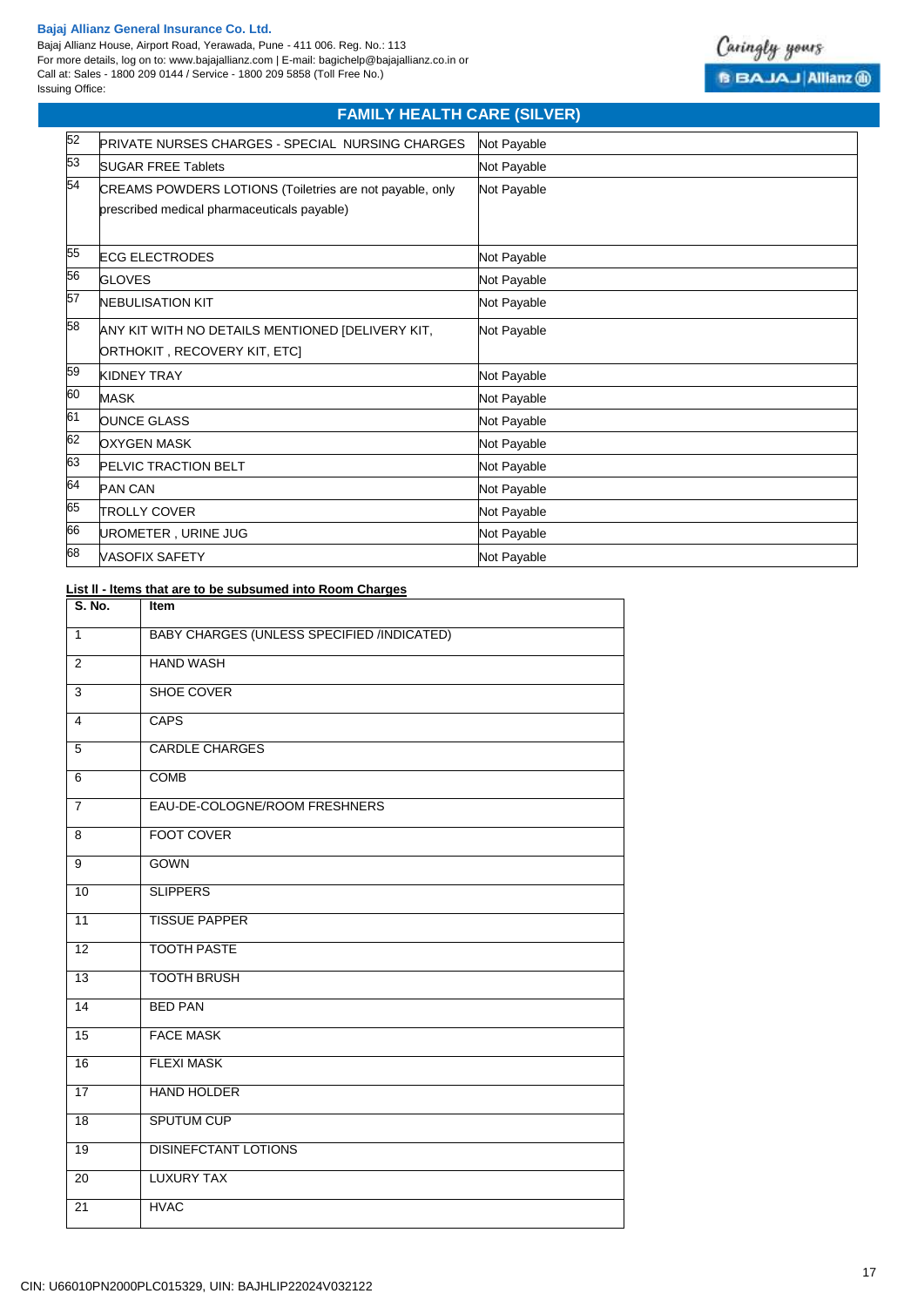## FAMILY HEALTH CARE (SILVER)

| | | |
|---|---|---|
| 52 | PRIVATE NURSES CHARGES - SPECIAL NURSING CHARGES | Not Payable |
| 53 | SUGAR FREE Tablets | Not Payable |
| 54 | CREAMS POWDERS LOTIONS (Toiletries are not payable, only prescribed medical pharmaceuticals payable) | Not Payable |
| 55 | ECG ELECTRODES | Not Payable |
| 56 | GLOVES | Not Payable |
| 57 | NEBULISATION KIT | Not Payable |
| 58 | ANY KIT WITH NO DETAILS MENTIONED [DELIVERY KIT, ORTHOKIT , RECOVERY KIT, ETC] | Not Payable |
| 59 | KIDNEY TRAY | Not Payable |
| 60 | MASK | Not Payable |
| 61 | OUNCE GLASS | Not Payable |
| 62 | OXYGEN MASK | Not Payable |
| 63 | PELVIC TRACTION BELT | Not Payable |
| 64 | PAN CAN | Not Payable |
| 65 | TROLLY COVER | Not Payable |
| 66 | UROMETER , URINE JUG | Not Payable |
| 68 | VASOFIX SAFETY | Not Payable |

**List II - Items that are to be subsumed into Room Charges**

| S. No. | Item |
|---|---|
| 1 | BABY CHARGES (UNLESS SPECIFIED /INDICATED) |
| 2 | HAND WASH |
| 3 | SHOE COVER |
| 4 | CAPS |
| 5 | CARDLE CHARGES |
| 6 | COMB |
| 7 | EAU-DE-COLOGNE/ROOM FRESHNERS |
| 8 | FOOT COVER |
| 9 | GOWN |
| 10 | SLIPPERS |
| 11 | TISSUE PAPPER |
| 12 | TOOTH PASTE |
| 13 | TOOTH BRUSH |
| 14 | BED PAN |
| 15 | FACE MASK |
| 16 | FLEXI MASK |
| 17 | HAND HOLDER |
| 18 | SPUTUM CUP |
| 19 | DISINEFCTANT LOTIONS |
| 20 | LUXURY TAX |
| 21 | HVAC |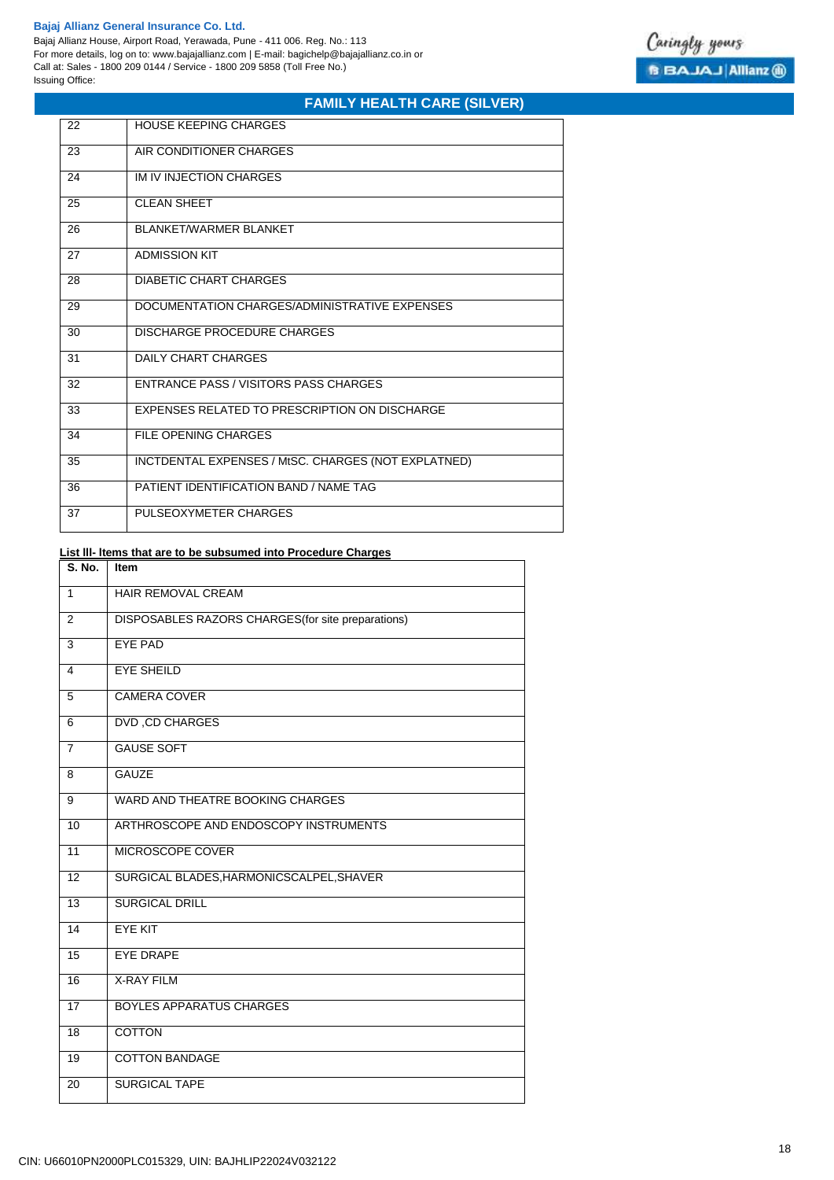| | |
|---|---|
| 22 | HOUSE KEEPING CHARGES |
| 23 | AIR CONDITIONER CHARGES |
| 24 | IM IV INJECTION CHARGES |
| 25 | CLEAN SHEET |
| 26 | BLANKET/WARMER BLANKET |
| 27 | ADMISSION KIT |
| 28 | DIABETIC CHART CHARGES |
| 29 | DOCUMENTATION CHARGES/ADMINISTRATIVE EXPENSES |
| 30 | DISCHARGE PROCEDURE CHARGES |
| 31 | DAILY CHART CHARGES |
| 32 | ENTRANCE PASS / VISITORS PASS CHARGES |
| 33 | EXPENSES RELATED TO PRESCRIPTION ON DISCHARGE |
| 34 | FILE OPENING CHARGES |
| 35 | INCTDENTAL EXPENSES / MtSC. CHARGES (NOT EXPLATNED) |
| 36 | PATIENT IDENTIFICATION BAND / NAME TAG |
| 37 | PULSEOXYMETER CHARGES |

**List lll- Items that are to be subsumed into Procedure Charges**

| S. No. | Item |
|---|---|
| 1 | HAIR REMOVAL CREAM |
| 2 | DISPOSABLES RAZORS CHARGES(for site preparations) |
| 3 | EYE PAD |
| 4 | EYE SHEILD |
| 5 | CAMERA COVER |
| 6 | DVD ,CD CHARGES |
| 7 | GAUSE SOFT |
| 8 | GAUZE |
| 9 | WARD AND THEATRE BOOKING CHARGES |
| 10 | ARTHROSCOPE AND ENDOSCOPY INSTRUMENTS |
| 11 | MICROSCOPE COVER |
| 12 | SURGICAL BLADES,HARMONICSCALPEL,SHAVER |
| 13 | SURGICAL DRILL |
| 14 | EYE KIT |
| 15 | EYE DRAPE |
| 16 | X-RAY FILM |
| 17 | BOYLES APPARATUS CHARGES |
| 18 | COTTON |
| 19 | COTTON BANDAGE |
| 20 | SURGICAL TAPE |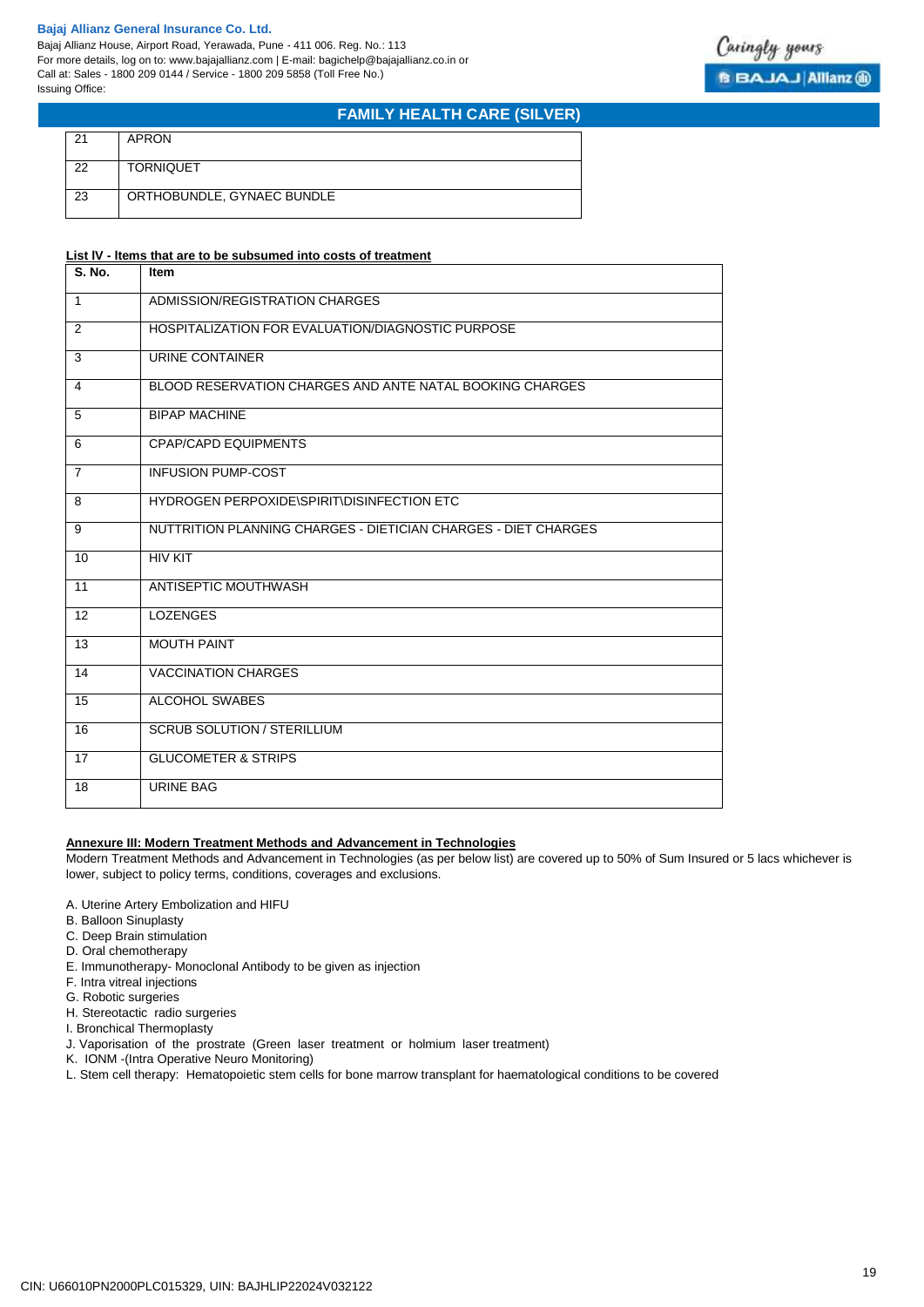| 21 | APRON |
|---|---|
| 22 | TORNIQUET |
| 23 | ORTHOBUNDLE, GYNAEC BUNDLE |

**List IV - Items that are to be subsumed into costs of treatment**

| S. No. | Item |
|---|---|
| 1 | ADMISSION/REGISTRATION CHARGES |
| 2 | HOSPITALIZATION FOR EVALUATION/DIAGNOSTIC PURPOSE |
| 3 | URINE CONTAINER |
| 4 | BLOOD RESERVATION CHARGES AND ANTE NATAL BOOKING CHARGES |
| 5 | BIPAP MACHINE |
| 6 | CPAP/CAPD EQUIPMENTS |
| 7 | INFUSION PUMP-COST |
| 8 | HYDROGEN PERPOXIDE\SPIRIT\DISINFECTION ETC |
| 9 | NUTTRITION PLANNING CHARGES - DIETICIAN CHARGES - DIET CHARGES |
| 10 | HIV KIT |
| 11 | ANTISEPTIC MOUTHWASH |
| 12 | LOZENGES |
| 13 | MOUTH PAINT |
| 14 | VACCINATION CHARGES |
| 15 | ALCOHOL SWABES |
| 16 | SCRUB SOLUTION / STERILLIUM |
| 17 | GLUCOMETER & STRIPS |
| 18 | URINE BAG |

**Annexure III: Modern Treatment Methods and Advancement in Technologies**

Modern Treatment Methods and Advancement in Technologies (as per below list) are covered up to 50% of Sum Insured or 5 lacs whichever is lower, subject to policy terms, conditions, coverages and exclusions.

A. Uterine Artery Embolization and HIFU
B. Balloon Sinuplasty
C. Deep Brain stimulation
D. Oral chemotherapy
E. Immunotherapy- Monoclonal Antibody to be given as injection
F. Intra vitreal injections
G. Robotic surgeries
H. Stereotactic radio surgeries
I. Bronchical Thermoplasty
J. Vaporisation of the prostrate (Green laser treatment or holmium laser treatment)
K. IONM -(Intra Operative Neuro Monitoring)
L. Stem cell therapy: Hematopoietic stem cells for bone marrow transplant for haematological conditions to be covered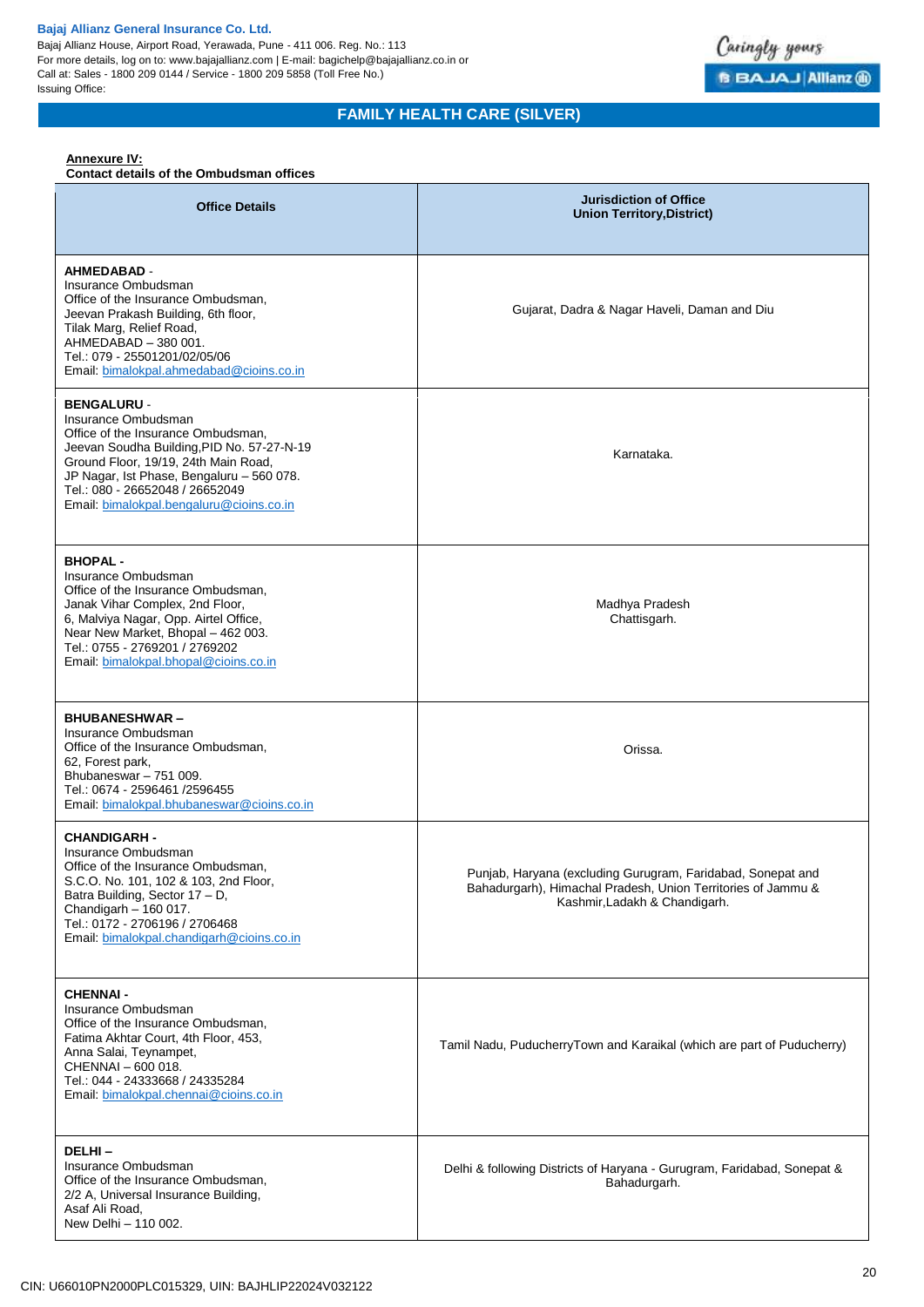**Annexure IV:**
**Contact details of the Ombudsman offices**

| Office Details | Jurisdiction of Office Union Territory,District) |
|---|---|
| **AHMEDABAD** - Insurance Ombudsman Office of the Insurance Ombudsman, Jeevan Prakash Building, 6th floor, Tilak Marg, Relief Road, AHMEDABAD – 380 001. Tel.: 079 - 25501201/02/05/06 Email: bimalokpal.ahmedabad@cioins.co.in | Gujarat, Dadra & Nagar Haveli, Daman and Diu |
| **BENGALURU** - Insurance Ombudsman Office of the Insurance Ombudsman, Jeevan Soudha Building,PID No. 57-27-N-19 Ground Floor, 19/19, 24th Main Road, JP Nagar, Ist Phase, Bengaluru – 560 078. Tel.: 080 - 26652048 / 26652049 Email: bimalokpal.bengaluru@cioins.co.in | Karnataka. |
| **BHOPAL** - Insurance Ombudsman Office of the Insurance Ombudsman, Janak Vihar Complex, 2nd Floor, 6, Malviya Nagar, Opp. Airtel Office, Near New Market, Bhopal – 462 003. Tel.: 0755 - 2769201 / 2769202 Email: bimalokpal.bhopal@cioins.co.in | Madhya Pradesh Chattisgarh. |
| **BHUBANESHWAR** – Insurance Ombudsman Office of the Insurance Ombudsman, 62, Forest park, Bhubaneswar – 751 009. Tel.: 0674 - 2596461 /2596455 Email: bimalokpal.bhubaneswar@cioins.co.in | Orissa. |
| **CHANDIGARH** - Insurance Ombudsman Office of the Insurance Ombudsman, S.C.O. No. 101, 102 & 103, 2nd Floor, Batra Building, Sector 17 – D, Chandigarh – 160 017. Tel.: 0172 - 2706196 / 2706468 Email: bimalokpal.chandigarh@cioins.co.in | Punjab, Haryana (excluding Gurugram, Faridabad, Sonepat and Bahadurgarh), Himachal Pradesh, Union Territories of Jammu & Kashmir,Ladakh & Chandigarh. |
| **CHENNAI** - Insurance Ombudsman Office of the Insurance Ombudsman, Fatima Akhtar Court, 4th Floor, 453, Anna Salai, Teynampet, CHENNAI – 600 018. Tel.: 044 - 24333668 / 24335284 Email: bimalokpal.chennai@cioins.co.in | Tamil Nadu, PuducherryTown and Karaikal (which are part of Puducherry) |
| **DELHI** – Insurance Ombudsman Office of the Insurance Ombudsman, 2/2 A, Universal Insurance Building, Asaf Ali Road, New Delhi – 110 002. | Delhi & following Districts of Haryana - Gurugram, Faridabad, Sonepat & Bahadurgarh. |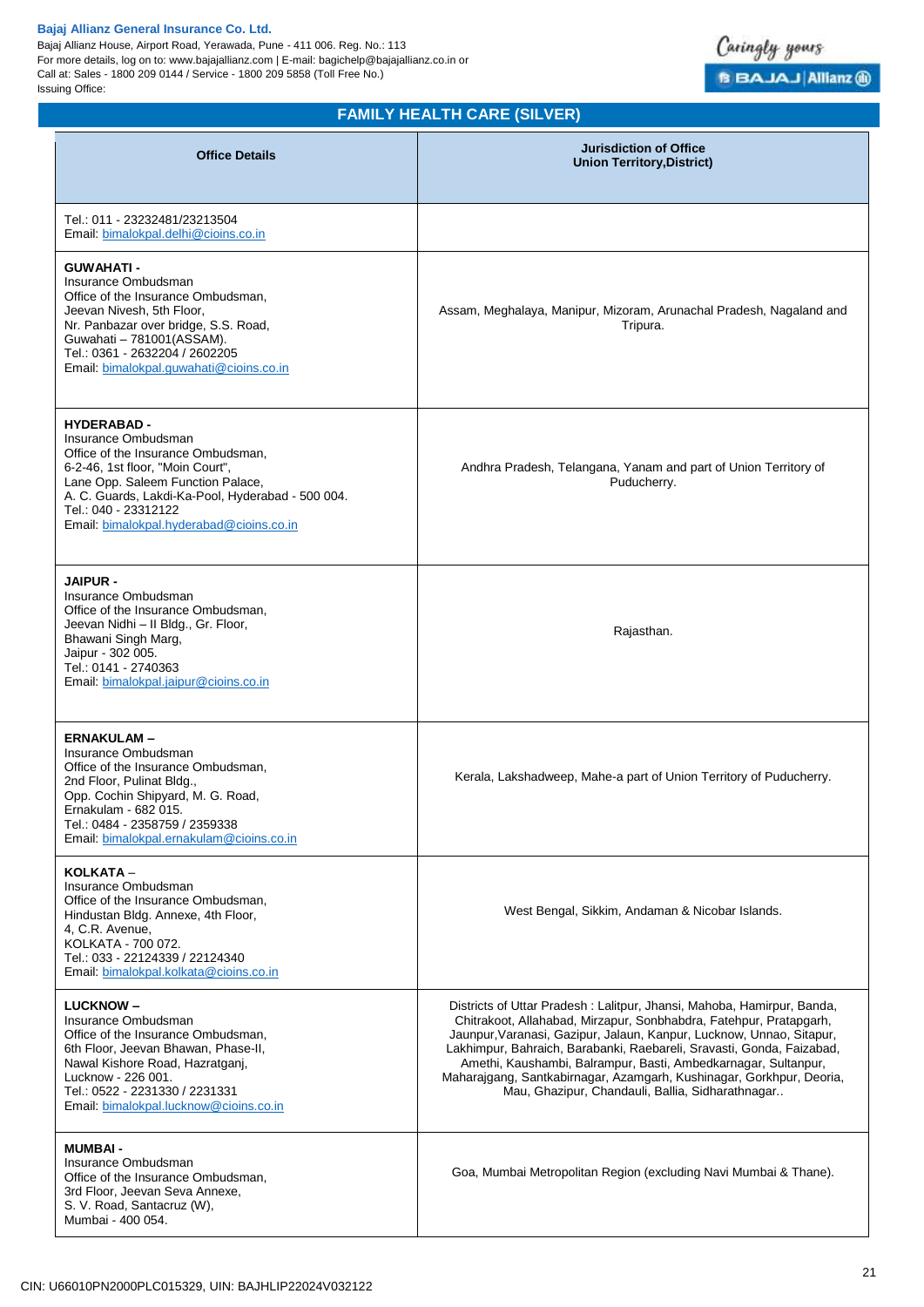## FAMILY HEALTH CARE (SILVER)

| Office Details | Jurisdiction of Office Union Territory,District) |
|---|---|
| Tel.: 011 - 23232481/23213504<br>Email: bimalokpal.delhi@cioins.co.in | |
| **GUWAHATI -**<br>Insurance Ombudsman<br>Office of the Insurance Ombudsman,<br>Jeevan Nivesh, 5th Floor,<br>Nr. Panbazar over bridge, S.S. Road,<br>Guwahati – 781001(ASSAM).<br>Tel.: 0361 - 2632204 / 2602205<br>Email: bimalokpal.guwahati@cioins.co.in | Assam, Meghalaya, Manipur, Mizoram, Arunachal Pradesh, Nagaland and Tripura. |
| **HYDERABAD -**<br>Insurance Ombudsman<br>Office of the Insurance Ombudsman,<br>6-2-46, 1st floor, "Moin Court",<br>Lane Opp. Saleem Function Palace,<br>A. C. Guards, Lakdi-Ka-Pool, Hyderabad - 500 004.<br>Tel.: 040 - 23312122<br>Email: bimalokpal.hyderabad@cioins.co.in | Andhra Pradesh, Telangana, Yanam and part of Union Territory of Puducherry. |
| **JAIPUR -**<br>Insurance Ombudsman<br>Office of the Insurance Ombudsman,<br>Jeevan Nidhi – II Bldg., Gr. Floor,<br>Bhawani Singh Marg,<br>Jaipur - 302 005.<br>Tel.: 0141 - 2740363<br>Email: bimalokpal.jaipur@cioins.co.in | Rajasthan. |
| **ERNAKULAM –**<br>Insurance Ombudsman<br>Office of the Insurance Ombudsman,<br>2nd Floor, Pulinat Bldg.,<br>Opp. Cochin Shipyard, M. G. Road,<br>Ernakulam - 682 015.<br>Tel.: 0484 - 2358759 / 2359338<br>Email: bimalokpal.ernakulam@cioins.co.in | Kerala, Lakshadweep, Mahe-a part of Union Territory of Puducherry. |
| **KOLKATA –**<br>Insurance Ombudsman<br>Office of the Insurance Ombudsman,<br>Hindustan Bldg. Annexe, 4th Floor,<br>4, C.R. Avenue,<br>KOLKATA - 700 072.<br>Tel.: 033 - 22124339 / 22124340<br>Email: bimalokpal.kolkata@cioins.co.in | West Bengal, Sikkim, Andaman & Nicobar Islands. |
| **LUCKNOW –**<br>Insurance Ombudsman<br>Office of the Insurance Ombudsman,<br>6th Floor, Jeevan Bhawan, Phase-II,<br>Nawal Kishore Road, Hazratganj,<br>Lucknow - 226 001.<br>Tel.: 0522 - 2231330 / 2231331<br>Email: bimalokpal.lucknow@cioins.co.in | Districts of Uttar Pradesh : Lalitpur, Jhansi, Mahoba, Hamirpur, Banda, Chitrakoot, Allahabad, Mirzapur, Sonbhabdra, Fatehpur, Pratapgarh, Jaunpur,Varanasi, Gazipur, Jalaun, Kanpur, Lucknow, Unnao, Sitapur, Lakhimpur, Bahraich, Barabanki, Raebareli, Sravasti, Gonda, Faizabad, Amethi, Kaushambi, Balrampur, Basti, Ambedkarnagar, Sultanpur, Maharajgang, Santkabirnagar, Azamgarh, Kushinagar, Gorkhpur, Deoria, Mau, Ghazipur, Chandauli, Ballia, Sidharathnagar.. |
| **MUMBAI -**<br>Insurance Ombudsman<br>Office of the Insurance Ombudsman,<br>3rd Floor, Jeevan Seva Annexe,<br>S. V. Road, Santacruz (W),<br>Mumbai - 400 054. | Goa, Mumbai Metropolitan Region (excluding Navi Mumbai & Thane). |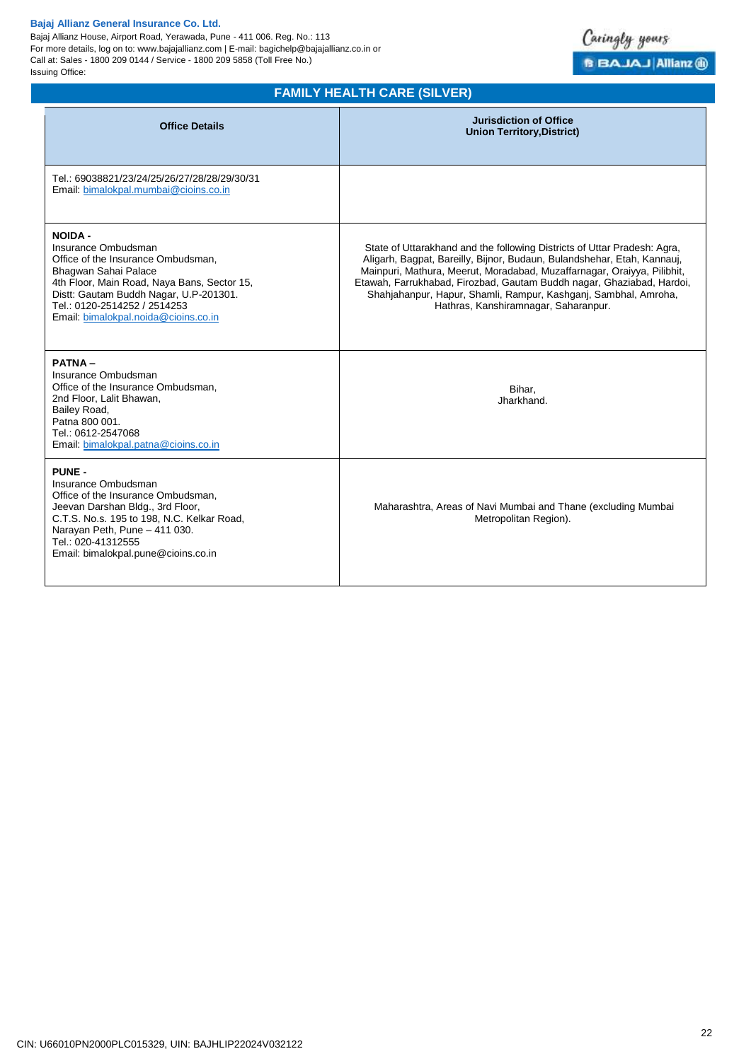## FAMILY HEALTH CARE (SILVER)

| Office Details | Jurisdiction of Office Union Territory,District) |
|---|---|
| Tel.: 69038821/23/24/25/26/27/28/28/29/30/31<br>Email: bimalokpal.mumbai@cioins.co.in | |
| **NOIDA -**<br>Insurance Ombudsman<br>Office of the Insurance Ombudsman,<br>Bhagwan Sahai Palace<br>4th Floor, Main Road, Naya Bans, Sector 15,<br>Distt: Gautam Buddh Nagar, U.P-201301.<br>Tel.: 0120-2514252 / 2514253<br>Email: bimalokpal.noida@cioins.co.in | State of Uttarakhand and the following Districts of Uttar Pradesh: Agra, Aligarh, Bagpat, Bareilly, Bijnor, Budaun, Bulandshehar, Etah, Kannauj, Mainpuri, Mathura, Meerut, Moradabad, Muzaffarnagar, Oraiyya, Pilibhit, Etawah, Farrukhabad, Firozbad, Gautam Buddh nagar, Ghaziabad, Hardoi, Shahjahanpur, Hapur, Shamli, Rampur, Kashganj, Sambhal, Amroha, Hathras, Kanshiramnagar, Saharanpur. |
| **PATNA –**<br>Insurance Ombudsman<br>Office of the Insurance Ombudsman,<br>2nd Floor, Lalit Bhawan,<br>Bailey Road,<br>Patna 800 001.<br>Tel.: 0612-2547068<br>Email: bimalokpal.patna@cioins.co.in | Bihar,<br>Jharkhand. |
| **PUNE -**<br>Insurance Ombudsman<br>Office of the Insurance Ombudsman,<br>Jeevan Darshan Bldg., 3rd Floor,<br>C.T.S. No.s. 195 to 198, N.C. Kelkar Road,<br>Narayan Peth, Pune – 411 030.<br>Tel.: 020-41312555<br>Email: bimalokpal.pune@cioins.co.in | Maharashtra, Areas of Navi Mumbai and Thane (excluding Mumbai Metropolitan Region). |